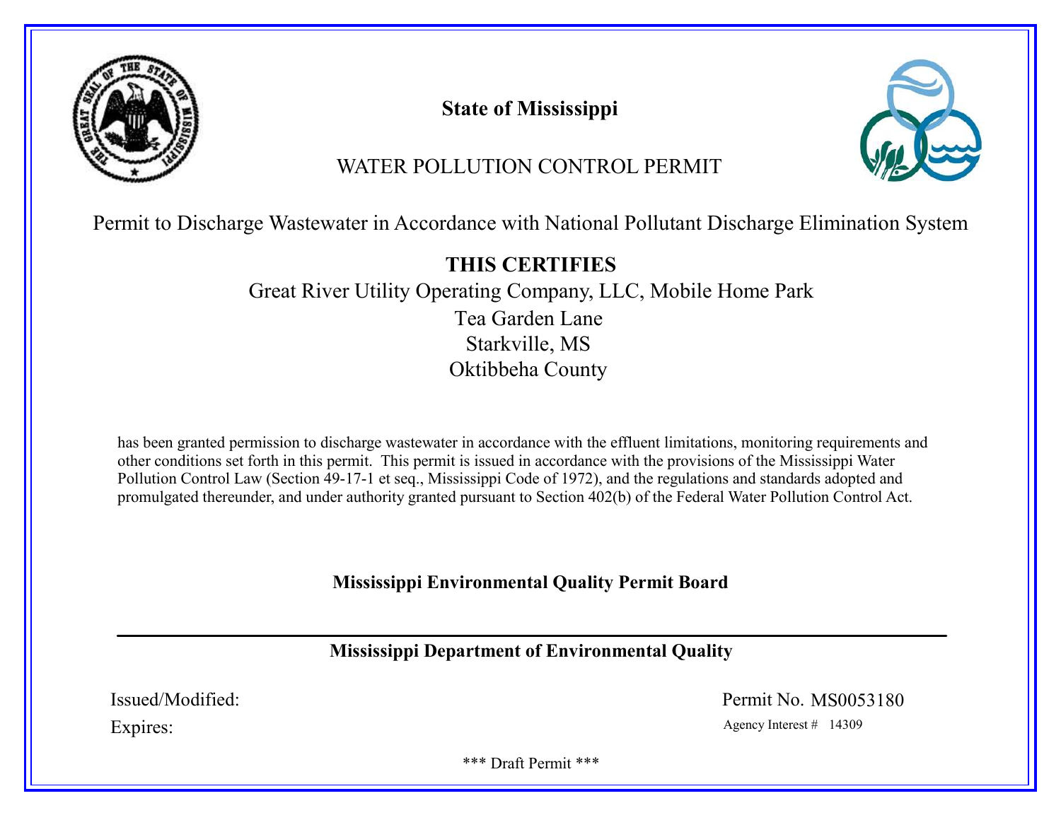# State of Mississippi

## WATER POLLUTION CONTROL PERMIT

Permit to Discharge Wastewater in Accordance with National Pollutant Discharge Elimination System

**THIS CERTIFIES**

Great River Utility Operating Company, LLC, Mobile Home Park
Tea Garden Lane
Starkville, MS
Oktibbeha County

has been granted permission to discharge wastewater in accordance with the effluent limitations, monitoring requirements and other conditions set forth in this permit. This permit is issued in accordance with the provisions of the Mississippi Water Pollution Control Law (Section 49-17-1 et seq., Mississippi Code of 1972), and the regulations and standards adopted and promulgated thereunder, and under authority granted pursuant to Section 402(b) of the Federal Water Pollution Control Act.

**Mississippi Environmental Quality Permit Board**

**Mississippi Department of Environmental Quality**

Issued/Modified:

Expires:

Permit No. MS0053180

Agency Interest # 14309

*** Draft Permit ***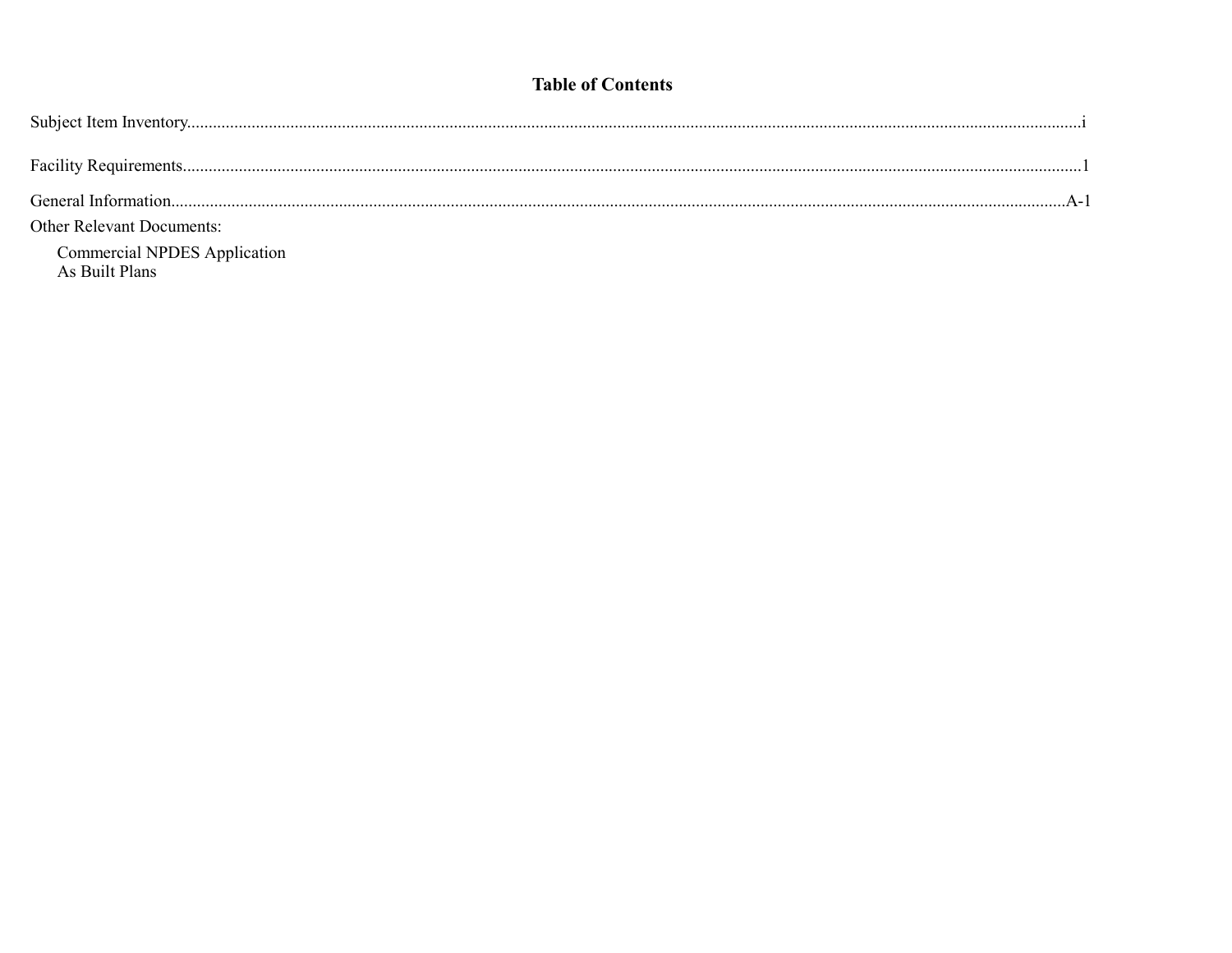# Table of Contents

Subject Item Inventory....................................................................................................................................................................................i

Facility Requirements.....................................................................................................................................................................................1

General Information.................................................................................................................................................................................A-1

Other Relevant Documents:

- Commercial NPDES Application
- As Built Plans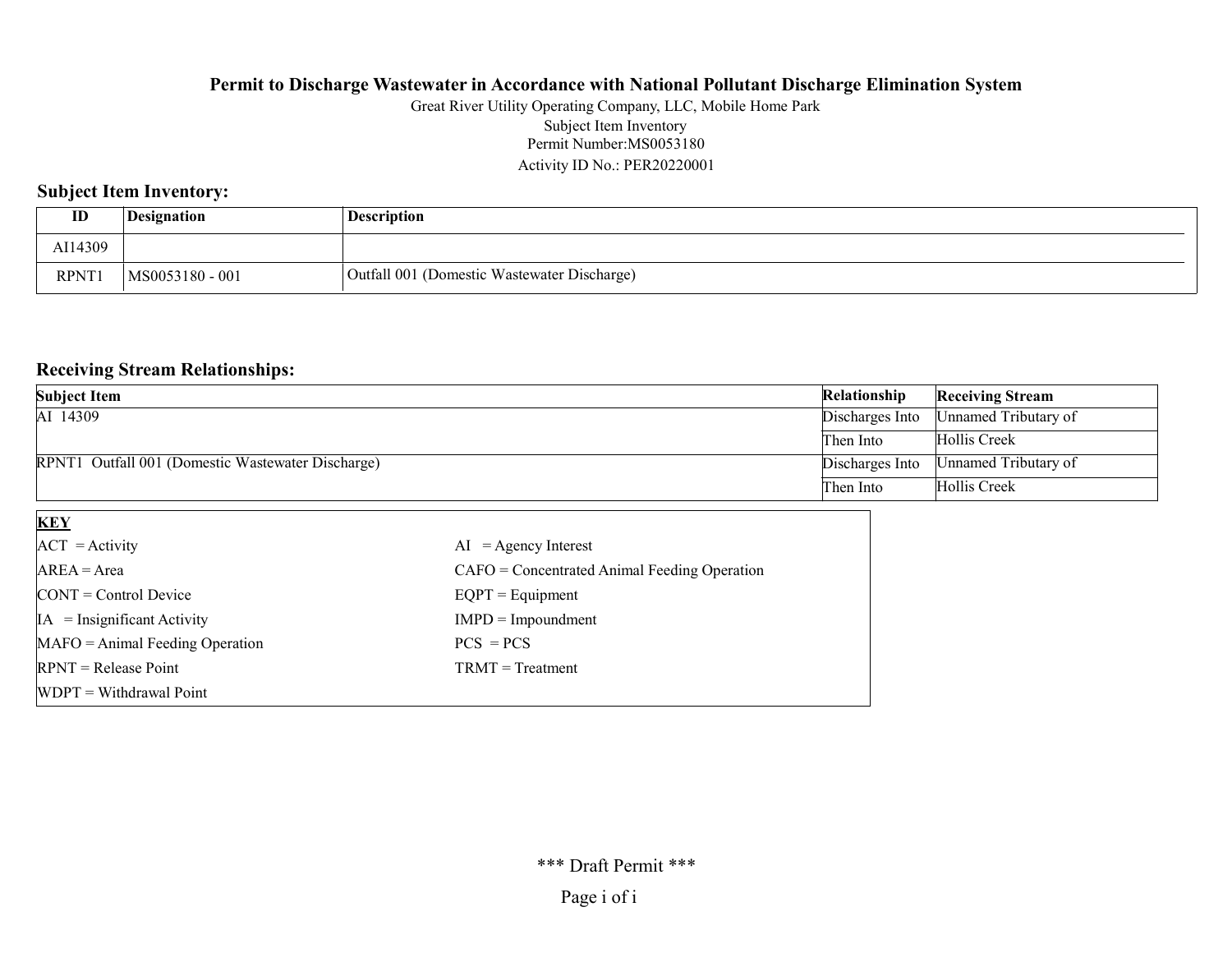**Permit to Discharge Wastewater in Accordance with National Pollutant Discharge Elimination System**

Great River Utility Operating Company, LLC, Mobile Home Park
Subject Item Inventory
Permit Number:MS0053180
Activity ID No.: PER20220001

## Subject Item Inventory:

| ID | Designation | Description |
|---|---|---|
| AI14309 | | |
| RPNT1 | MS0053180 - 001 | Outfall 001 (Domestic Wastewater Discharge) |

## Receiving Stream Relationships:

| Subject Item | Relationship | Receiving Stream |
|---|---|---|
| AI 14309 | Discharges Into | Unnamed Tributary of |
| | Then Into | Hollis Creek |
| RPNT1 Outfall 001 (Domestic Wastewater Discharge) | Discharges Into | Unnamed Tributary of |
| | Then Into | Hollis Creek |

**KEY**

| | |
|---|---|
| ACT = Activity | AI = Agency Interest |
| AREA = Area | CAFO = Concentrated Animal Feeding Operation |
| CONT = Control Device | EQPT = Equipment |
| IA = Insignificant Activity | IMPD = Impoundment |
| MAFO = Animal Feeding Operation | PCS = PCS |
| RPNT = Release Point | TRMT = Treatment |
| WDPT = Withdrawal Point | |

*** Draft Permit ***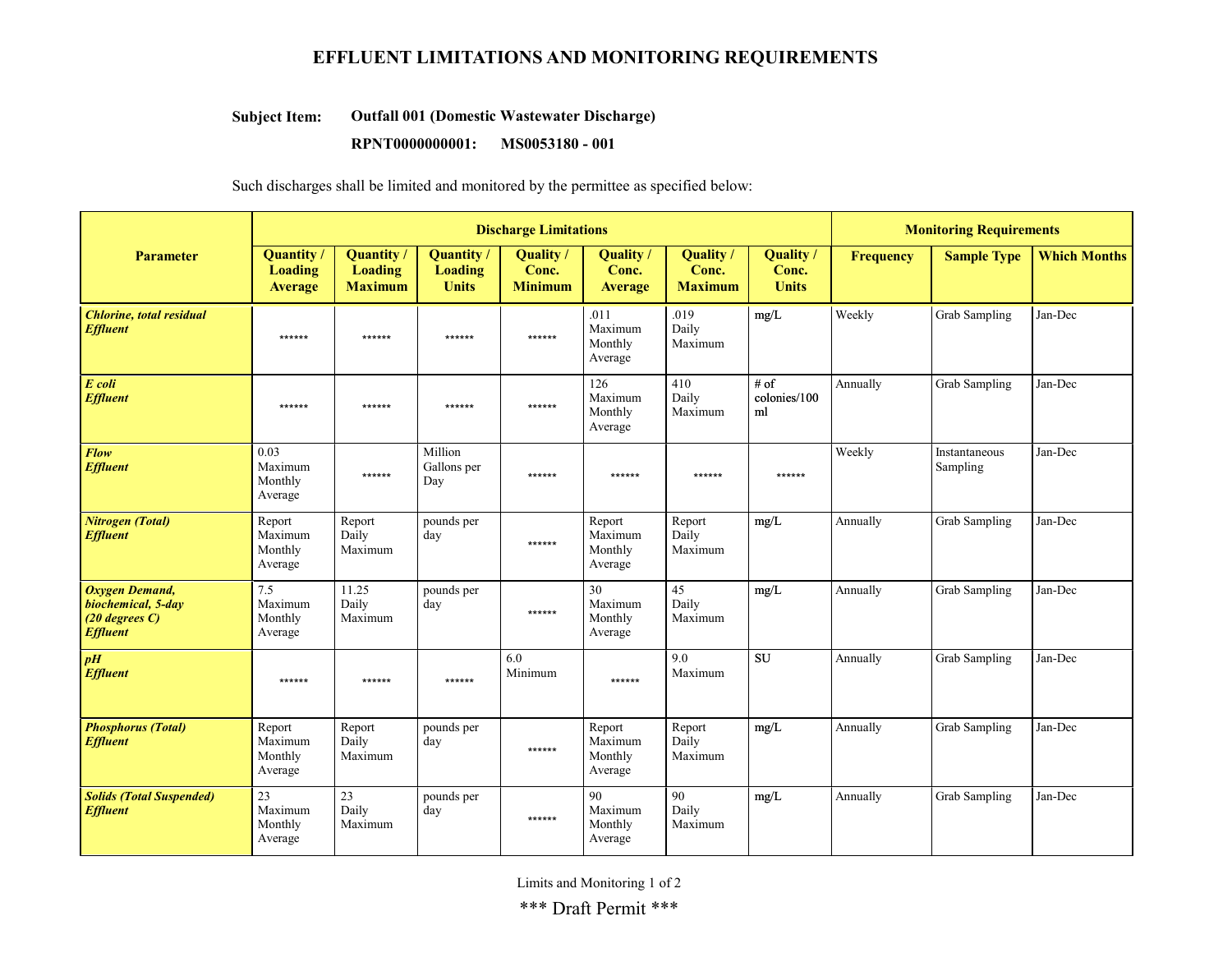# EFFLUENT LIMITATIONS AND MONITORING REQUIREMENTS

**Subject Item:** **Outfall 001 (Domestic Wastewater Discharge)**

**RPNT0000000001: MS0053180 - 001**

Such discharges shall be limited and monitored by the permittee as specified below:

| Parameter | Discharge Limitations | | | | | | | Monitoring Requirements | | |
|---|---|---|---|---|---|---|---|---|---|---|
| | Quantity / Loading Average | Quantity / Loading Maximum | Quantity / Loading Units | Quality / Conc. Minimum | Quality / Conc. Average | Quality / Conc. Maximum | Quality / Conc. Units | Frequency | Sample Type | Which Months |
| ***Chlorine, total residual Effluent*** | ****** | ****** | ****** | ****** | .011 Maximum Monthly Average | .019 Daily Maximum | mg/L | Weekly | Grab Sampling | Jan-Dec |
| ***E coli Effluent*** | ****** | ****** | ****** | ****** | 126 Maximum Monthly Average | 410 Daily Maximum | # of colonies/100 ml | Annually | Grab Sampling | Jan-Dec |
| ***Flow Effluent*** | 0.03 Maximum Monthly Average | ****** | Million Gallons per Day | ****** | ****** | ****** | ****** | Weekly | Instantaneous Sampling | Jan-Dec |
| ***Nitrogen (Total) Effluent*** | Report Maximum Monthly Average | Report Daily Maximum | pounds per day | ****** | Report Maximum Monthly Average | Report Daily Maximum | mg/L | Annually | Grab Sampling | Jan-Dec |
| ***Oxygen Demand, biochemical, 5-day (20 degrees C) Effluent*** | 7.5 Maximum Monthly Average | 11.25 Daily Maximum | pounds per day | ****** | 30 Maximum Monthly Average | 45 Daily Maximum | mg/L | Annually | Grab Sampling | Jan-Dec |
| ***pH Effluent*** | ****** | ****** | ****** | 6.0 Minimum | ****** | 9.0 Maximum | SU | Annually | Grab Sampling | Jan-Dec |
| ***Phosphorus (Total) Effluent*** | Report Maximum Monthly Average | Report Daily Maximum | pounds per day | ****** | Report Maximum Monthly Average | Report Daily Maximum | mg/L | Annually | Grab Sampling | Jan-Dec |
| ***Solids (Total Suspended) Effluent*** | 23 Maximum Monthly Average | 23 Daily Maximum | pounds per day | ****** | 90 Maximum Monthly Average | 90 Daily Maximum | mg/L | Annually | Grab Sampling | Jan-Dec |

*** Draft Permit ***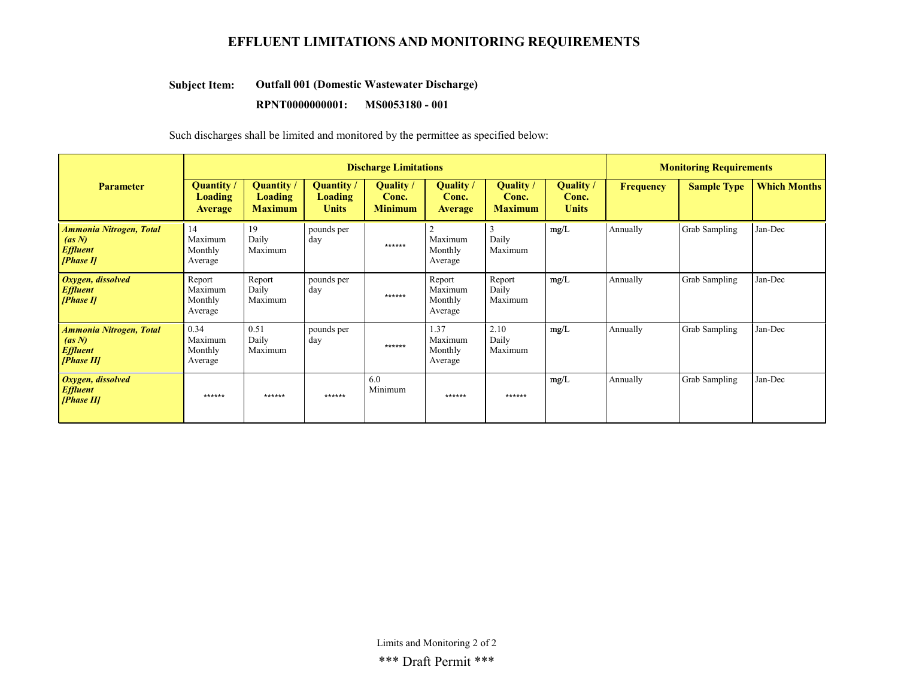# EFFLUENT LIMITATIONS AND MONITORING REQUIREMENTS

**Subject Item: Outfall 001 (Domestic Wastewater Discharge)**

**RPNT0000000001: MS0053180 - 001**

Such discharges shall be limited and monitored by the permittee as specified below:

| Parameter | Discharge Limitations | | | | | | | Monitoring Requirements | | |
|---|---|---|---|---|---|---|---|---|---|---|
| | **Quantity / Loading Average** | **Quantity / Loading Maximum** | **Quantity / Loading Units** | **Quality / Conc. Minimum** | **Quality / Conc. Average** | **Quality / Conc. Maximum** | **Quality / Conc. Units** | **Frequency** | **Sample Type** | **Which Months** |
| ***Ammonia Nitrogen, Total (as N) Effluent [Phase I]*** | 14 Maximum Monthly Average | 19 Daily Maximum | pounds per day | ****** | 2 Maximum Monthly Average | 3 Daily Maximum | mg/L | Annually | Grab Sampling | Jan-Dec |
| ***Oxygen, dissolved Effluent [Phase I]*** | Report Maximum Monthly Average | Report Daily Maximum | pounds per day | ****** | Report Maximum Monthly Average | Report Daily Maximum | mg/L | Annually | Grab Sampling | Jan-Dec |
| ***Ammonia Nitrogen, Total (as N) Effluent [Phase II]*** | 0.34 Maximum Monthly Average | 0.51 Daily Maximum | pounds per day | ****** | 1.37 Maximum Monthly Average | 2.10 Daily Maximum | mg/L | Annually | Grab Sampling | Jan-Dec |
| ***Oxygen, dissolved Effluent [Phase II]*** | ****** | ****** | ****** | 6.0 Minimum | ****** | ****** | mg/L | Annually | Grab Sampling | Jan-Dec |

\*\*\* Draft Permit \*\*\*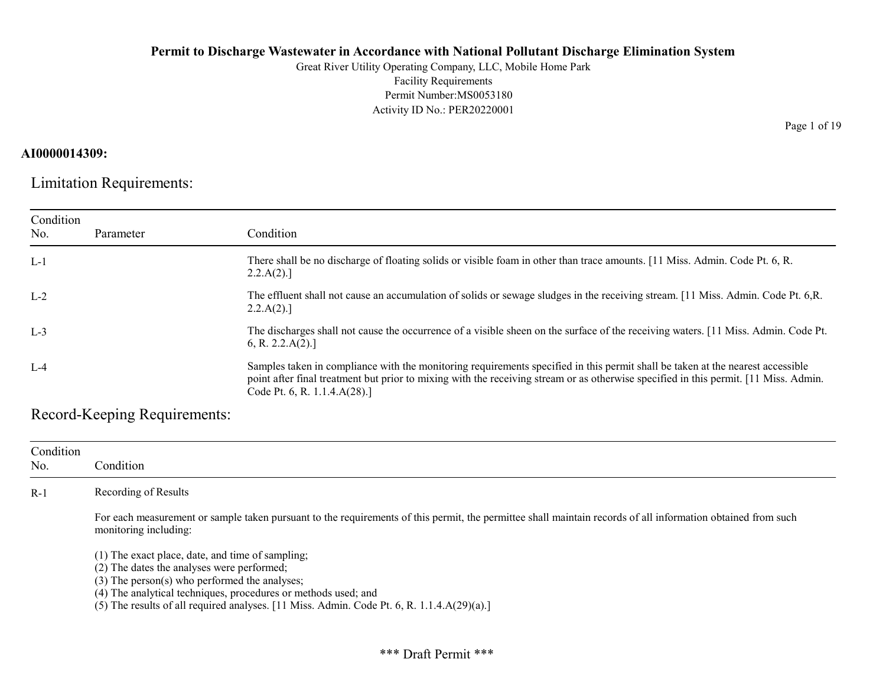**Permit to Discharge Wastewater in Accordance with National Pollutant Discharge Elimination System**

Great River Utility Operating Company, LLC, Mobile Home Park
Facility Requirements
Permit Number:MS0053180
Activity ID No.: PER20220001

**AI0000014309:**

## Limitation Requirements:

| Condition No. | Parameter | Condition |
|---|---|---|
| L-1 | | There shall be no discharge of floating solids or visible foam in other than trace amounts. [11 Miss. Admin. Code Pt. 6, R. 2.2.A(2).] |
| L-2 | | The effluent shall not cause an accumulation of solids or sewage sludges in the receiving stream. [11 Miss. Admin. Code Pt. 6,R. 2.2.A(2).] |
| L-3 | | The discharges shall not cause the occurrence of a visible sheen on the surface of the receiving waters. [11 Miss. Admin. Code Pt. 6, R. 2.2.A(2).] |
| L-4 | | Samples taken in compliance with the monitoring requirements specified in this permit shall be taken at the nearest accessible point after final treatment but prior to mixing with the receiving stream or as otherwise specified in this permit. [11 Miss. Admin. Code Pt. 6, R. 1.1.4.A(28).] |

## Record-Keeping Requirements:

| Condition No. | Condition |
|---|---|
| R-1 | Recording of Results<br><br>For each measurement or sample taken pursuant to the requirements of this permit, the permittee shall maintain records of all information obtained from such monitoring including:<br><br>(1) The exact place, date, and time of sampling;<br>(2) The dates the analyses were performed;<br>(3) The person(s) who performed the analyses;<br>(4) The analytical techniques, procedures or methods used; and<br>(5) The results of all required analyses. [11 Miss. Admin. Code Pt. 6, R. 1.1.4.A(29)(a).] |

*** Draft Permit ***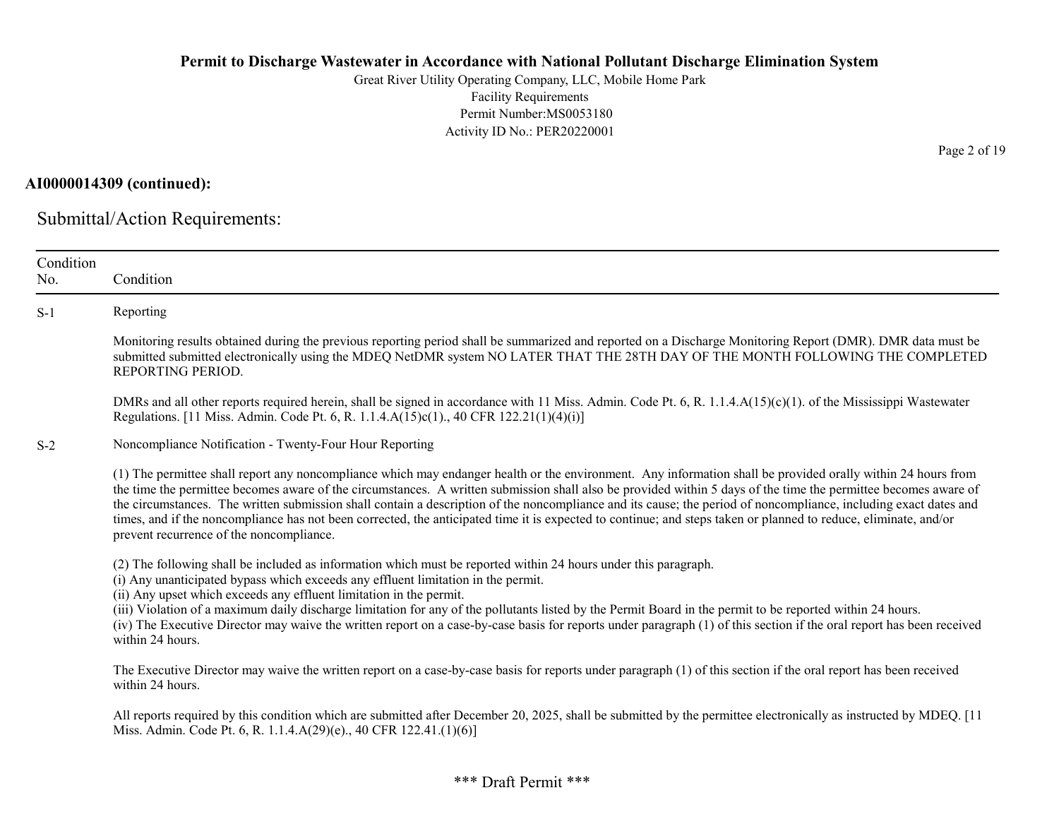**AI0000014309 (continued):**

## Submittal/Action Requirements:

| Condition No. | Condition |
|---|---|
| S-1 | Reporting<br><br>Monitoring results obtained during the previous reporting period shall be summarized and reported on a Discharge Monitoring Report (DMR). DMR data must be submitted submitted electronically using the MDEQ NetDMR system NO LATER THAT THE 28TH DAY OF THE MONTH FOLLOWING THE COMPLETED REPORTING PERIOD.<br><br>DMRs and all other reports required herein, shall be signed in accordance with 11 Miss. Admin. Code Pt. 6, R. 1.1.4.A(15)(c)(1). of the Mississippi Wastewater Regulations. [11 Miss. Admin. Code Pt. 6, R. 1.1.4.A(15)c(1)., 40 CFR 122.21(1)(4)(i)] |
| S-2 | Noncompliance Notification - Twenty-Four Hour Reporting<br><br>(1) The permittee shall report any noncompliance which may endanger health or the environment. Any information shall be provided orally within 24 hours from the time the permittee becomes aware of the circumstances. A written submission shall also be provided within 5 days of the time the permittee becomes aware of the circumstances. The written submission shall contain a description of the noncompliance and its cause; the period of noncompliance, including exact dates and times, and if the noncompliance has not been corrected, the anticipated time it is expected to continue; and steps taken or planned to reduce, eliminate, and/or prevent recurrence of the noncompliance.<br><br>(2) The following shall be included as information which must be reported within 24 hours under this paragraph.<br>(i) Any unanticipated bypass which exceeds any effluent limitation in the permit.<br>(ii) Any upset which exceeds any effluent limitation in the permit.<br>(iii) Violation of a maximum daily discharge limitation for any of the pollutants listed by the Permit Board in the permit to be reported within 24 hours.<br>(iv) The Executive Director may waive the written report on a case-by-case basis for reports under paragraph (1) of this section if the oral report has been received within 24 hours.<br><br>The Executive Director may waive the written report on a case-by-case basis for reports under paragraph (1) of this section if the oral report has been received within 24 hours.<br><br>All reports required by this condition which are submitted after December 20, 2025, shall be submitted by the permittee electronically as instructed by MDEQ. [11 Miss. Admin. Code Pt. 6, R. 1.1.4.A(29)(e)., 40 CFR 122.41.(1)(6)] |

\*\*\* Draft Permit \*\*\*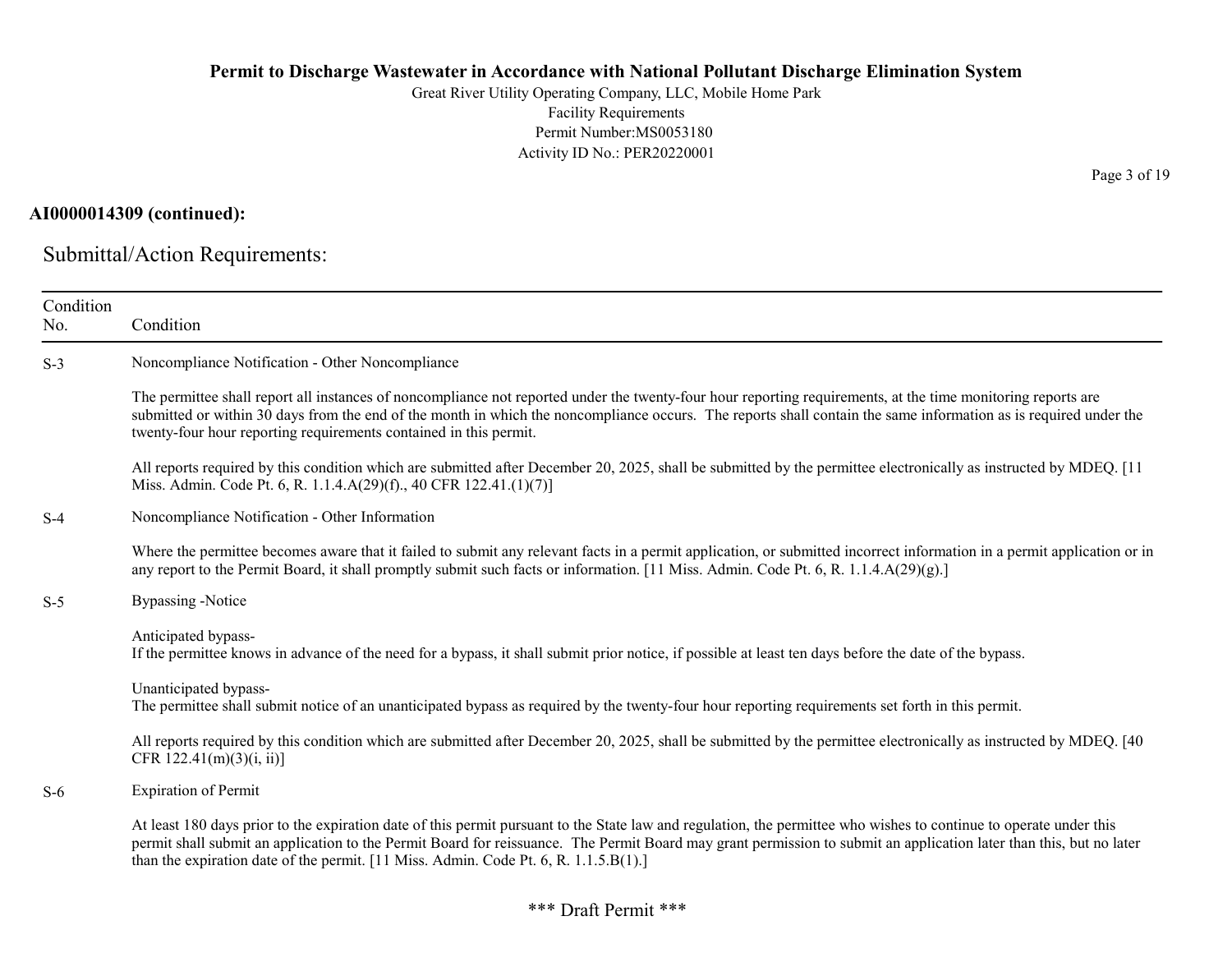**AI0000014309 (continued):**

## Submittal/Action Requirements:

| Condition No. | Condition |
|---|---|
| S-3 | Noncompliance Notification - Other Noncompliance<br><br>The permittee shall report all instances of noncompliance not reported under the twenty-four hour reporting requirements, at the time monitoring reports are submitted or within 30 days from the end of the month in which the noncompliance occurs. The reports shall contain the same information as is required under the twenty-four hour reporting requirements contained in this permit.<br><br>All reports required by this condition which are submitted after December 20, 2025, shall be submitted by the permittee electronically as instructed by MDEQ. [11 Miss. Admin. Code Pt. 6, R. 1.1.4.A(29)(f)., 40 CFR 122.41.(1)(7)] |
| S-4 | Noncompliance Notification - Other Information<br><br>Where the permittee becomes aware that it failed to submit any relevant facts in a permit application, or submitted incorrect information in a permit application or in any report to the Permit Board, it shall promptly submit such facts or information. [11 Miss. Admin. Code Pt. 6, R. 1.1.4.A(29)(g).] |
| S-5 | Bypassing -Notice<br><br>Anticipated bypass-<br>If the permittee knows in advance of the need for a bypass, it shall submit prior notice, if possible at least ten days before the date of the bypass.<br><br>Unanticipated bypass-<br>The permittee shall submit notice of an unanticipated bypass as required by the twenty-four hour reporting requirements set forth in this permit.<br><br>All reports required by this condition which are submitted after December 20, 2025, shall be submitted by the permittee electronically as instructed by MDEQ. [40 CFR 122.41(m)(3)(i, ii)] |
| S-6 | Expiration of Permit<br><br>At least 180 days prior to the expiration date of this permit pursuant to the State law and regulation, the permittee who wishes to continue to operate under this permit shall submit an application to the Permit Board for reissuance. The Permit Board may grant permission to submit an application later than this, but no later than the expiration date of the permit. [11 Miss. Admin. Code Pt. 6, R. 1.1.5.B(1).] |

\*\*\* Draft Permit \*\*\*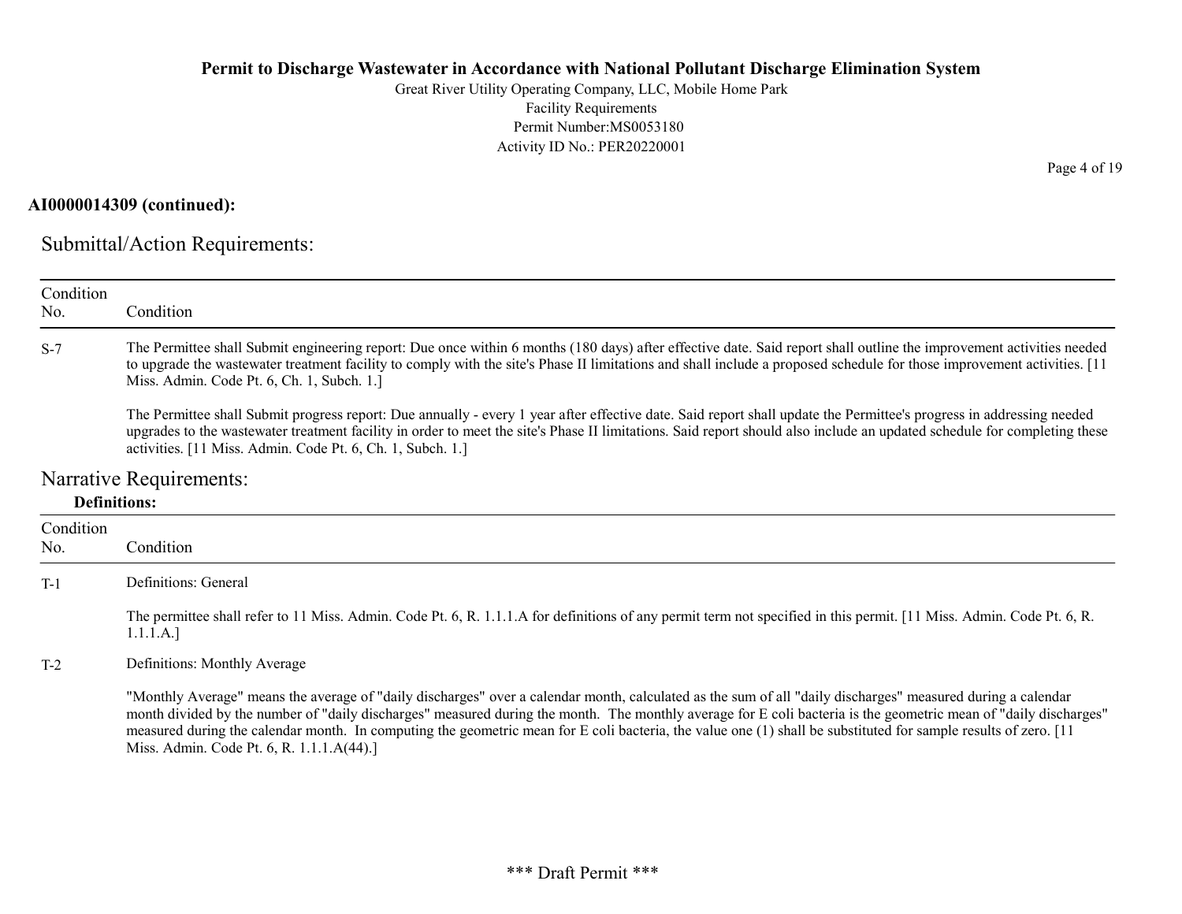**AI0000014309 (continued):**

## Submittal/Action Requirements:

| Condition No. | Condition |
|---|---|
| S-7 | The Permittee shall Submit engineering report: Due once within 6 months (180 days) after effective date. Said report shall outline the improvement activities needed to upgrade the wastewater treatment facility to comply with the site's Phase II limitations and shall include a proposed schedule for those improvement activities. [11 Miss. Admin. Code Pt. 6, Ch. 1, Subch. 1.]<br><br>The Permittee shall Submit progress report: Due annually - every 1 year after effective date. Said report shall update the Permittee's progress in addressing needed upgrades to the wastewater treatment facility in order to meet the site's Phase II limitations. Said report should also include an updated schedule for completing these activities. [11 Miss. Admin. Code Pt. 6, Ch. 1, Subch. 1.] |

## Narrative Requirements:

**Definitions:**

| Condition No. | Condition |
|---|---|
| T-1 | Definitions: General<br><br>The permittee shall refer to 11 Miss. Admin. Code Pt. 6, R. 1.1.1.A for definitions of any permit term not specified in this permit. [11 Miss. Admin. Code Pt. 6, R. 1.1.1.A.] |
| T-2 | Definitions: Monthly Average<br><br>"Monthly Average" means the average of "daily discharges" over a calendar month, calculated as the sum of all "daily discharges" measured during a calendar month divided by the number of "daily discharges" measured during the month. The monthly average for E coli bacteria is the geometric mean of "daily discharges" measured during the calendar month. In computing the geometric mean for E coli bacteria, the value one (1) shall be substituted for sample results of zero. [11 Miss. Admin. Code Pt. 6, R. 1.1.1.A(44).] |

\*\*\* Draft Permit \*\*\*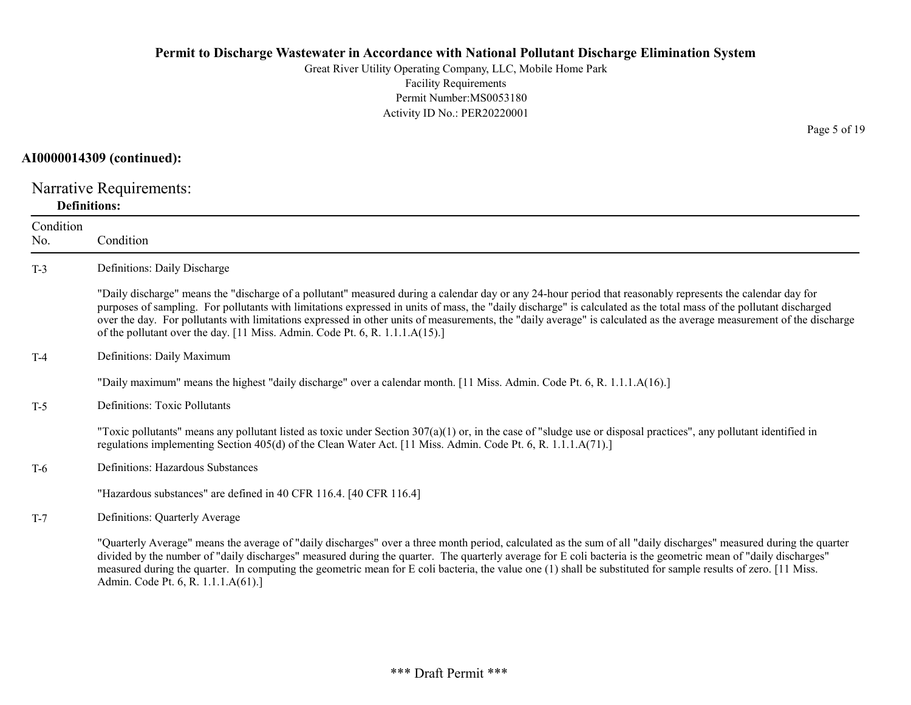**AI0000014309 (continued):**

## Narrative Requirements:

### Definitions:

| Condition No. | Condition |
|---|---|
| T-3 | Definitions: Daily Discharge<br><br>"Daily discharge" means the "discharge of a pollutant" measured during a calendar day or any 24-hour period that reasonably represents the calendar day for purposes of sampling. For pollutants with limitations expressed in units of mass, the "daily discharge" is calculated as the total mass of the pollutant discharged over the day. For pollutants with limitations expressed in other units of measurements, the "daily average" is calculated as the average measurement of the discharge of the pollutant over the day. [11 Miss. Admin. Code Pt. 6, R. 1.1.1.A(15).] |
| T-4 | Definitions: Daily Maximum<br><br>"Daily maximum" means the highest "daily discharge" over a calendar month. [11 Miss. Admin. Code Pt. 6, R. 1.1.1.A(16).] |
| T-5 | Definitions: Toxic Pollutants<br><br>"Toxic pollutants" means any pollutant listed as toxic under Section 307(a)(1) or, in the case of "sludge use or disposal practices", any pollutant identified in regulations implementing Section 405(d) of the Clean Water Act. [11 Miss. Admin. Code Pt. 6, R. 1.1.1.A(71).] |
| T-6 | Definitions: Hazardous Substances<br><br>"Hazardous substances" are defined in 40 CFR 116.4. [40 CFR 116.4] |
| T-7 | Definitions: Quarterly Average<br><br>"Quarterly Average" means the average of "daily discharges" over a three month period, calculated as the sum of all "daily discharges" measured during the quarter divided by the number of "daily discharges" measured during the quarter. The quarterly average for E coli bacteria is the geometric mean of "daily discharges" measured during the quarter. In computing the geometric mean for E coli bacteria, the value one (1) shall be substituted for sample results of zero. [11 Miss. Admin. Code Pt. 6, R. 1.1.1.A(61).] |

\*\*\* Draft Permit \*\*\*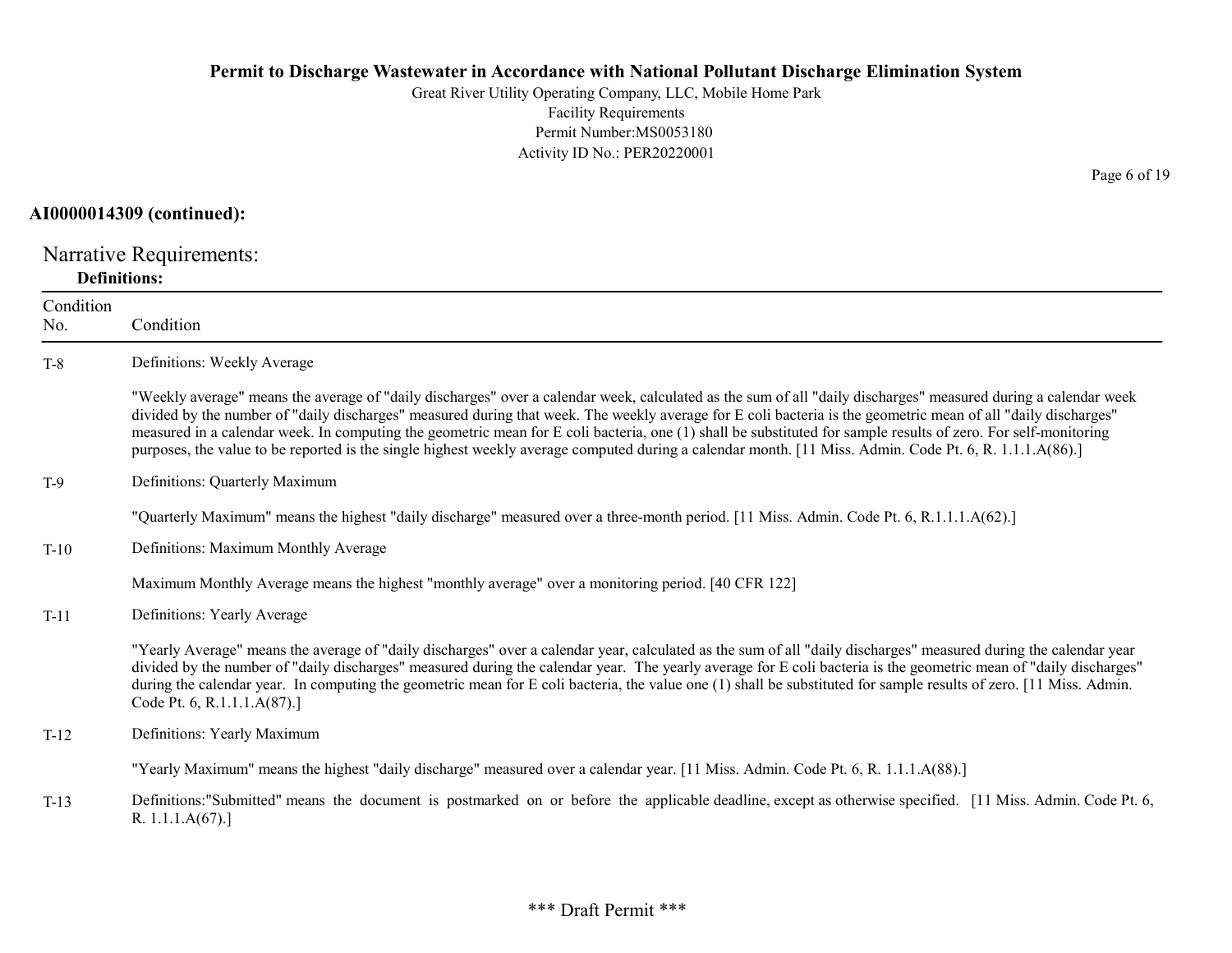**AI0000014309 (continued):**

## Narrative Requirements:

**Definitions:**

| Condition No. | Condition |
|---|---|
| T-8 | Definitions: Weekly Average<br><br>"Weekly average" means the average of "daily discharges" over a calendar week, calculated as the sum of all "daily discharges" measured during a calendar week divided by the number of "daily discharges" measured during that week. The weekly average for E coli bacteria is the geometric mean of all "daily discharges" measured in a calendar week. In computing the geometric mean for E coli bacteria, one (1) shall be substituted for sample results of zero. For self-monitoring purposes, the value to be reported is the single highest weekly average computed during a calendar month. [11 Miss. Admin. Code Pt. 6, R. 1.1.1.A(86).] |
| T-9 | Definitions: Quarterly Maximum<br><br>"Quarterly Maximum" means the highest "daily discharge" measured over a three-month period. [11 Miss. Admin. Code Pt. 6, R.1.1.1.A(62).] |
| T-10 | Definitions: Maximum Monthly Average<br><br>Maximum Monthly Average means the highest "monthly average" over a monitoring period. [40 CFR 122] |
| T-11 | Definitions: Yearly Average<br><br>"Yearly Average" means the average of "daily discharges" over a calendar year, calculated as the sum of all "daily discharges" measured during the calendar year divided by the number of "daily discharges" measured during the calendar year. The yearly average for E coli bacteria is the geometric mean of "daily discharges" during the calendar year. In computing the geometric mean for E coli bacteria, the value one (1) shall be substituted for sample results of zero. [11 Miss. Admin. Code Pt. 6, R.1.1.1.A(87).] |
| T-12 | Definitions: Yearly Maximum<br><br>"Yearly Maximum" means the highest "daily discharge" measured over a calendar year. [11 Miss. Admin. Code Pt. 6, R. 1.1.1.A(88).] |
| T-13 | Definitions:"Submitted" means the document is postmarked on or before the applicable deadline, except as otherwise specified. [11 Miss. Admin. Code Pt. 6, R. 1.1.1.A(67).] |

*** Draft Permit ***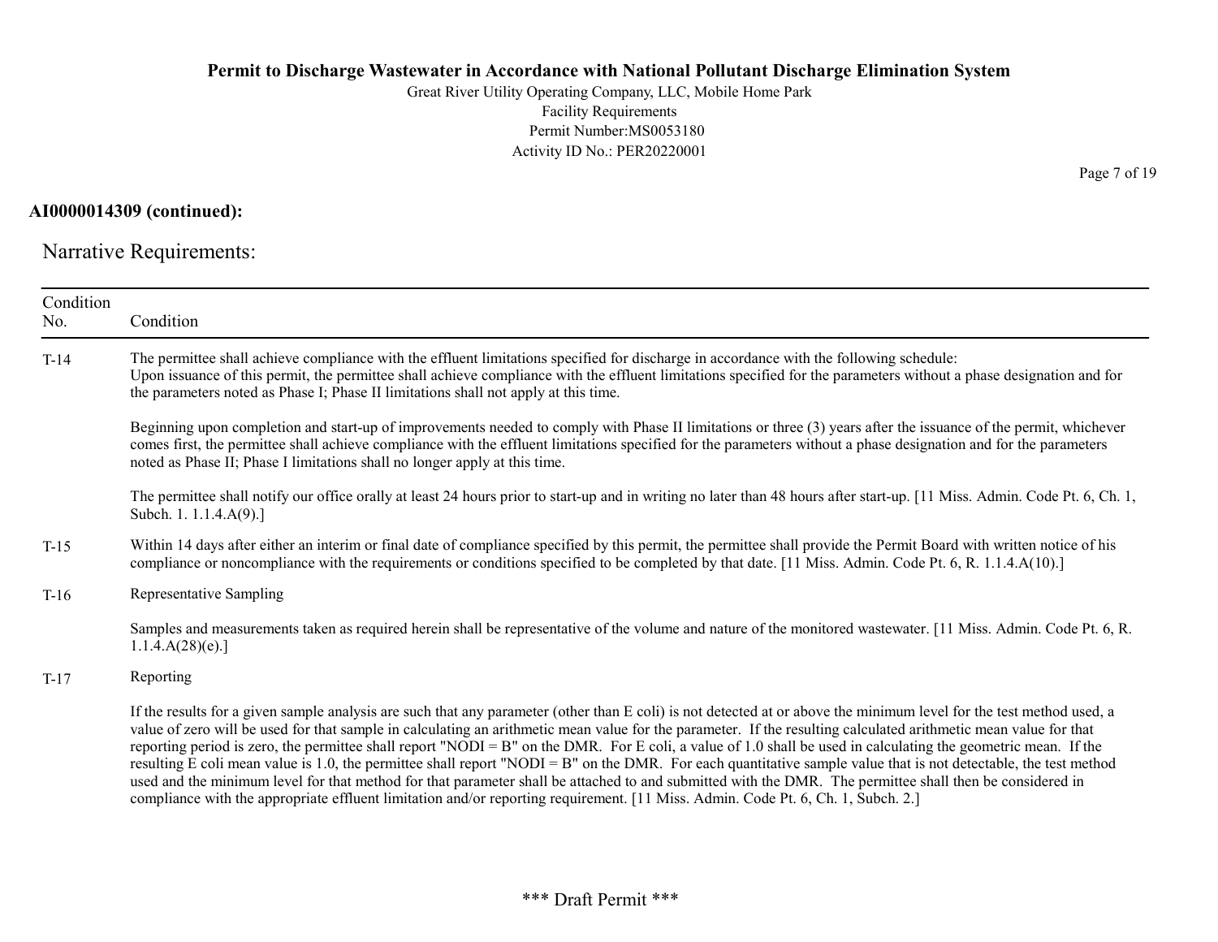**AI0000014309 (continued):**

## Narrative Requirements:

| Condition No. | Condition |
|---|---|
| T-14 | The permittee shall achieve compliance with the effluent limitations specified for discharge in accordance with the following schedule:<br>Upon issuance of this permit, the permittee shall achieve compliance with the effluent limitations specified for the parameters without a phase designation and for the parameters noted as Phase I; Phase II limitations shall not apply at this time.<br><br>Beginning upon completion and start-up of improvements needed to comply with Phase II limitations or three (3) years after the issuance of the permit, whichever comes first, the permittee shall achieve compliance with the effluent limitations specified for the parameters without a phase designation and for the parameters noted as Phase II; Phase I limitations shall no longer apply at this time.<br><br>The permittee shall notify our office orally at least 24 hours prior to start-up and in writing no later than 48 hours after start-up. [11 Miss. Admin. Code Pt. 6, Ch. 1, Subch. 1. 1.1.4.A(9).] |
| T-15 | Within 14 days after either an interim or final date of compliance specified by this permit, the permittee shall provide the Permit Board with written notice of his compliance or noncompliance with the requirements or conditions specified to be completed by that date. [11 Miss. Admin. Code Pt. 6, R. 1.1.4.A(10).] |
| T-16 | Representative Sampling<br><br>Samples and measurements taken as required herein shall be representative of the volume and nature of the monitored wastewater. [11 Miss. Admin. Code Pt. 6, R. 1.1.4.A(28)(e).] |
| T-17 | Reporting<br><br>If the results for a given sample analysis are such that any parameter (other than E coli) is not detected at or above the minimum level for the test method used, a value of zero will be used for that sample in calculating an arithmetic mean value for the parameter. If the resulting calculated arithmetic mean value for that reporting period is zero, the permittee shall report "NODI = B" on the DMR. For E coli, a value of 1.0 shall be used in calculating the geometric mean. If the resulting E coli mean value is 1.0, the permittee shall report "NODI = B" on the DMR. For each quantitative sample value that is not detectable, the test method used and the minimum level for that method for that parameter shall be attached to and submitted with the DMR. The permittee shall then be considered in compliance with the appropriate effluent limitation and/or reporting requirement. [11 Miss. Admin. Code Pt. 6, Ch. 1, Subch. 2.] |

\*\*\* Draft Permit \*\*\*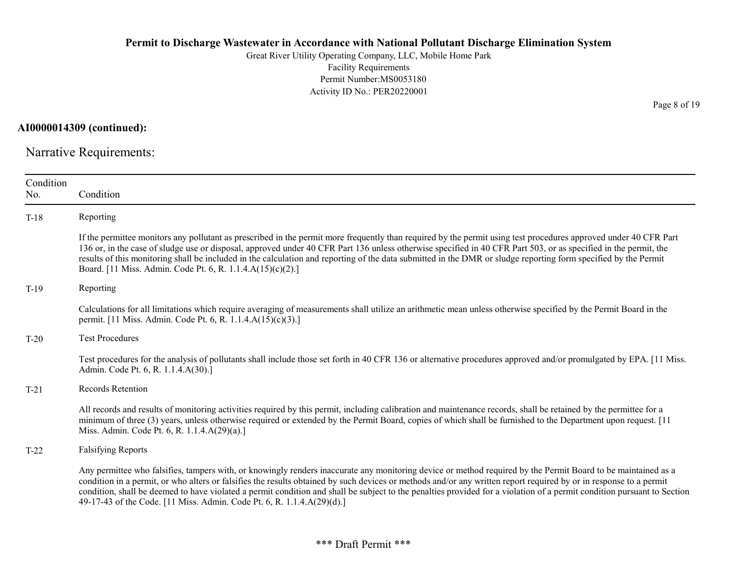**AI0000014309 (continued):**

## Narrative Requirements:

| Condition No. | Condition |
|---|---|
| T-18 | Reporting<br><br>If the permittee monitors any pollutant as prescribed in the permit more frequently than required by the permit using test procedures approved under 40 CFR Part 136 or, in the case of sludge use or disposal, approved under 40 CFR Part 136 unless otherwise specified in 40 CFR Part 503, or as specified in the permit, the results of this monitoring shall be included in the calculation and reporting of the data submitted in the DMR or sludge reporting form specified by the Permit Board. [11 Miss. Admin. Code Pt. 6, R. 1.1.4.A(15)(c)(2).] |
| T-19 | Reporting<br><br>Calculations for all limitations which require averaging of measurements shall utilize an arithmetic mean unless otherwise specified by the Permit Board in the permit. [11 Miss. Admin. Code Pt. 6, R. 1.1.4.A(15)(c)(3).] |
| T-20 | Test Procedures<br><br>Test procedures for the analysis of pollutants shall include those set forth in 40 CFR 136 or alternative procedures approved and/or promulgated by EPA. [11 Miss. Admin. Code Pt. 6, R. 1.1.4.A(30).] |
| T-21 | Records Retention<br><br>All records and results of monitoring activities required by this permit, including calibration and maintenance records, shall be retained by the permittee for a minimum of three (3) years, unless otherwise required or extended by the Permit Board, copies of which shall be furnished to the Department upon request. [11 Miss. Admin. Code Pt. 6, R. 1.1.4.A(29)(a).] |
| T-22 | Falsifying Reports<br><br>Any permittee who falsifies, tampers with, or knowingly renders inaccurate any monitoring device or method required by the Permit Board to be maintained as a condition in a permit, or who alters or falsifies the results obtained by such devices or methods and/or any written report required by or in response to a permit condition, shall be deemed to have violated a permit condition and shall be subject to the penalties provided for a violation of a permit condition pursuant to Section 49-17-43 of the Code. [11 Miss. Admin. Code Pt. 6, R. 1.1.4.A(29)(d).] |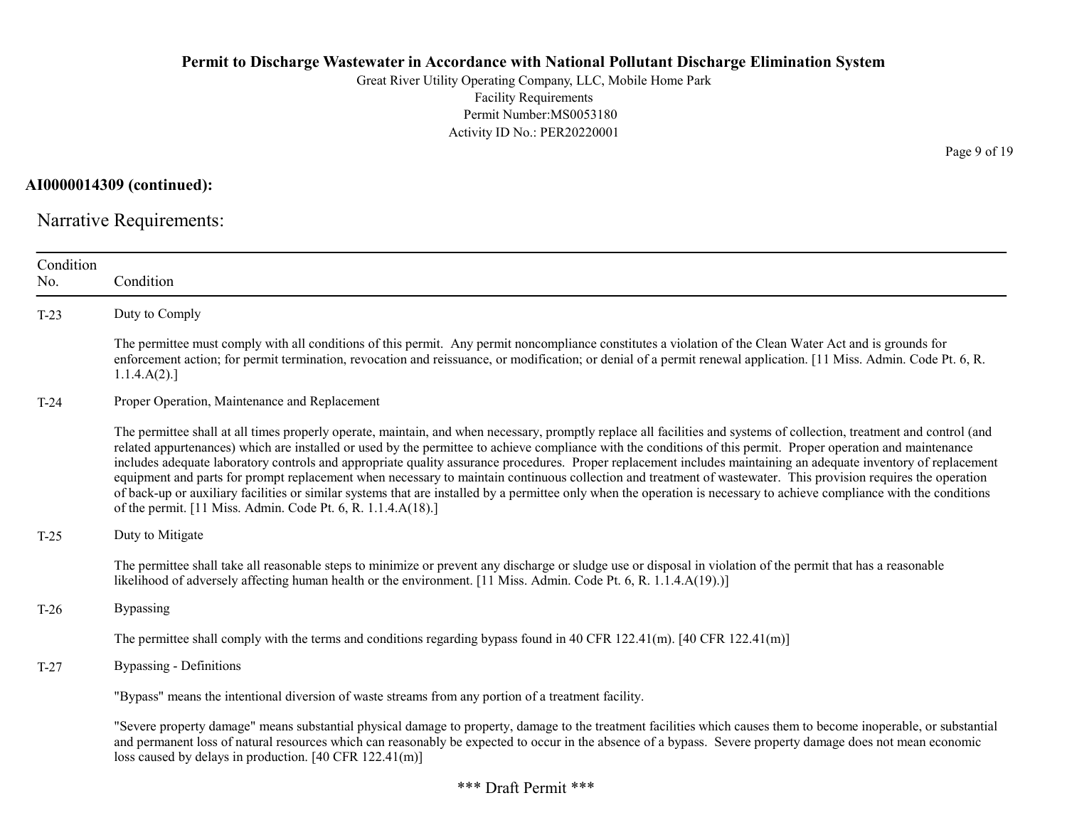**AI0000014309 (continued):**

## Narrative Requirements:

| Condition No. | Condition |
|---|---|
| T-23 | Duty to Comply<br><br>The permittee must comply with all conditions of this permit. Any permit noncompliance constitutes a violation of the Clean Water Act and is grounds for enforcement action; for permit termination, revocation and reissuance, or modification; or denial of a permit renewal application. [11 Miss. Admin. Code Pt. 6, R. 1.1.4.A(2).] |
| T-24 | Proper Operation, Maintenance and Replacement<br><br>The permittee shall at all times properly operate, maintain, and when necessary, promptly replace all facilities and systems of collection, treatment and control (and related appurtenances) which are installed or used by the permittee to achieve compliance with the conditions of this permit. Proper operation and maintenance includes adequate laboratory controls and appropriate quality assurance procedures. Proper replacement includes maintaining an adequate inventory of replacement equipment and parts for prompt replacement when necessary to maintain continuous collection and treatment of wastewater. This provision requires the operation of back-up or auxiliary facilities or similar systems that are installed by a permittee only when the operation is necessary to achieve compliance with the conditions of the permit. [11 Miss. Admin. Code Pt. 6, R. 1.1.4.A(18).] |
| T-25 | Duty to Mitigate<br><br>The permittee shall take all reasonable steps to minimize or prevent any discharge or sludge use or disposal in violation of the permit that has a reasonable likelihood of adversely affecting human health or the environment. [11 Miss. Admin. Code Pt. 6, R. 1.1.4.A(19).)] |
| T-26 | Bypassing<br><br>The permittee shall comply with the terms and conditions regarding bypass found in 40 CFR 122.41(m). [40 CFR 122.41(m)] |
| T-27 | Bypassing - Definitions<br><br>"Bypass" means the intentional diversion of waste streams from any portion of a treatment facility.<br><br>"Severe property damage" means substantial physical damage to property, damage to the treatment facilities which causes them to become inoperable, or substantial and permanent loss of natural resources which can reasonably be expected to occur in the absence of a bypass. Severe property damage does not mean economic loss caused by delays in production. [40 CFR 122.41(m)] |

\*\*\* Draft Permit \*\*\*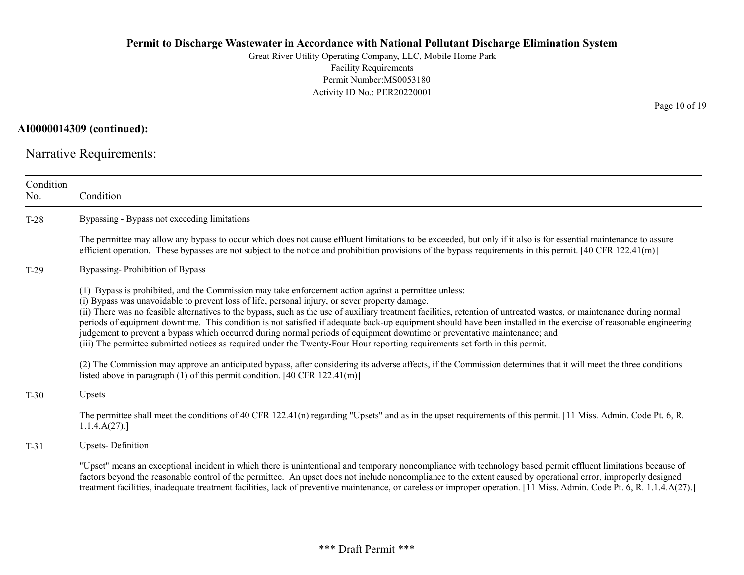**AI0000014309 (continued):**

## Narrative Requirements:

| Condition No. | Condition |
|---|---|
| T-28 | Bypassing - Bypass not exceeding limitations<br><br>The permittee may allow any bypass to occur which does not cause effluent limitations to be exceeded, but only if it also is for essential maintenance to assure efficient operation. These bypasses are not subject to the notice and prohibition provisions of the bypass requirements in this permit. [40 CFR 122.41(m)] |
| T-29 | Bypassing- Prohibition of Bypass<br><br>(1) Bypass is prohibited, and the Commission may take enforcement action against a permittee unless:<br>(i) Bypass was unavoidable to prevent loss of life, personal injury, or sever property damage.<br>(ii) There was no feasible alternatives to the bypass, such as the use of auxiliary treatment facilities, retention of untreated wastes, or maintenance during normal periods of equipment downtime. This condition is not satisfied if adequate back-up equipment should have been installed in the exercise of reasonable engineering judgement to prevent a bypass which occurred during normal periods of equipment downtime or preventative maintenance; and<br>(iii) The permittee submitted notices as required under the Twenty-Four Hour reporting requirements set forth in this permit.<br><br>(2) The Commission may approve an anticipated bypass, after considering its adverse affects, if the Commission determines that it will meet the three conditions listed above in paragraph (1) of this permit condition. [40 CFR 122.41(m)] |
| T-30 | Upsets<br><br>The permittee shall meet the conditions of 40 CFR 122.41(n) regarding "Upsets" and as in the upset requirements of this permit. [11 Miss. Admin. Code Pt. 6, R. 1.1.4.A(27).] |
| T-31 | Upsets- Definition<br><br>"Upset" means an exceptional incident in which there is unintentional and temporary noncompliance with technology based permit effluent limitations because of factors beyond the reasonable control of the permittee. An upset does not include noncompliance to the extent caused by operational error, improperly designed treatment facilities, inadequate treatment facilities, lack of preventive maintenance, or careless or improper operation. [11 Miss. Admin. Code Pt. 6, R. 1.1.4.A(27).] |

\*\*\* Draft Permit \*\*\*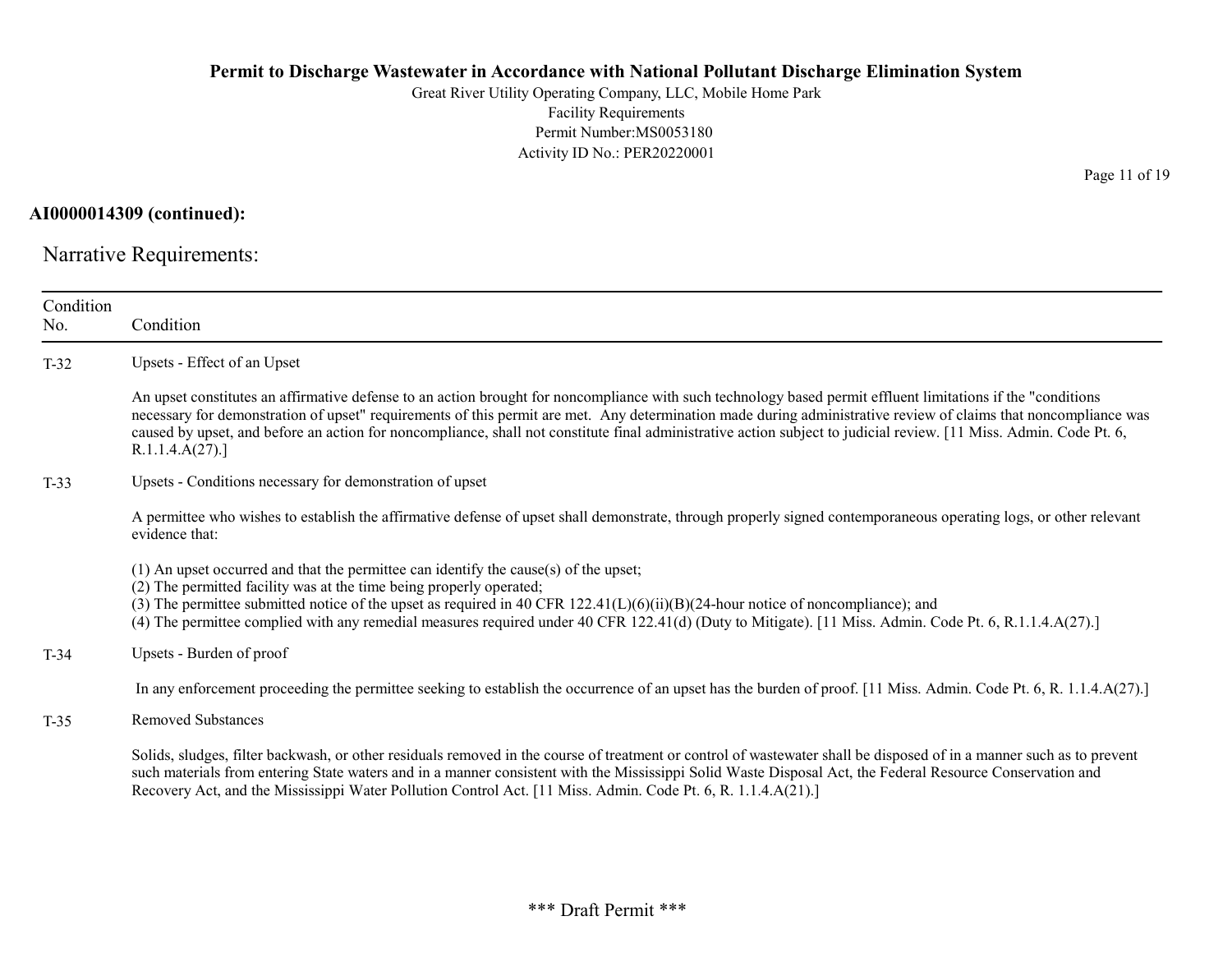**AI0000014309 (continued):**

## Narrative Requirements:

| Condition No. | Condition |
|---|---|
| T-32 | Upsets - Effect of an Upset<br><br>An upset constitutes an affirmative defense to an action brought for noncompliance with such technology based permit effluent limitations if the "conditions necessary for demonstration of upset" requirements of this permit are met. Any determination made during administrative review of claims that noncompliance was caused by upset, and before an action for noncompliance, shall not constitute final administrative action subject to judicial review. [11 Miss. Admin. Code Pt. 6, R.1.1.4.A(27).] |
| T-33 | Upsets - Conditions necessary for demonstration of upset<br><br>A permittee who wishes to establish the affirmative defense of upset shall demonstrate, through properly signed contemporaneous operating logs, or other relevant evidence that:<br><br>(1) An upset occurred and that the permittee can identify the cause(s) of the upset;<br>(2) The permitted facility was at the time being properly operated;<br>(3) The permittee submitted notice of the upset as required in 40 CFR 122.41(L)(6)(ii)(B)(24-hour notice of noncompliance); and<br>(4) The permittee complied with any remedial measures required under 40 CFR 122.41(d) (Duty to Mitigate). [11 Miss. Admin. Code Pt. 6, R.1.1.4.A(27).] |
| T-34 | Upsets - Burden of proof<br><br>In any enforcement proceeding the permittee seeking to establish the occurrence of an upset has the burden of proof. [11 Miss. Admin. Code Pt. 6, R. 1.1.4.A(27).] |
| T-35 | Removed Substances<br><br>Solids, sludges, filter backwash, or other residuals removed in the course of treatment or control of wastewater shall be disposed of in a manner such as to prevent such materials from entering State waters and in a manner consistent with the Mississippi Solid Waste Disposal Act, the Federal Resource Conservation and Recovery Act, and the Mississippi Water Pollution Control Act. [11 Miss. Admin. Code Pt. 6, R. 1.1.4.A(21).] |

*** Draft Permit ***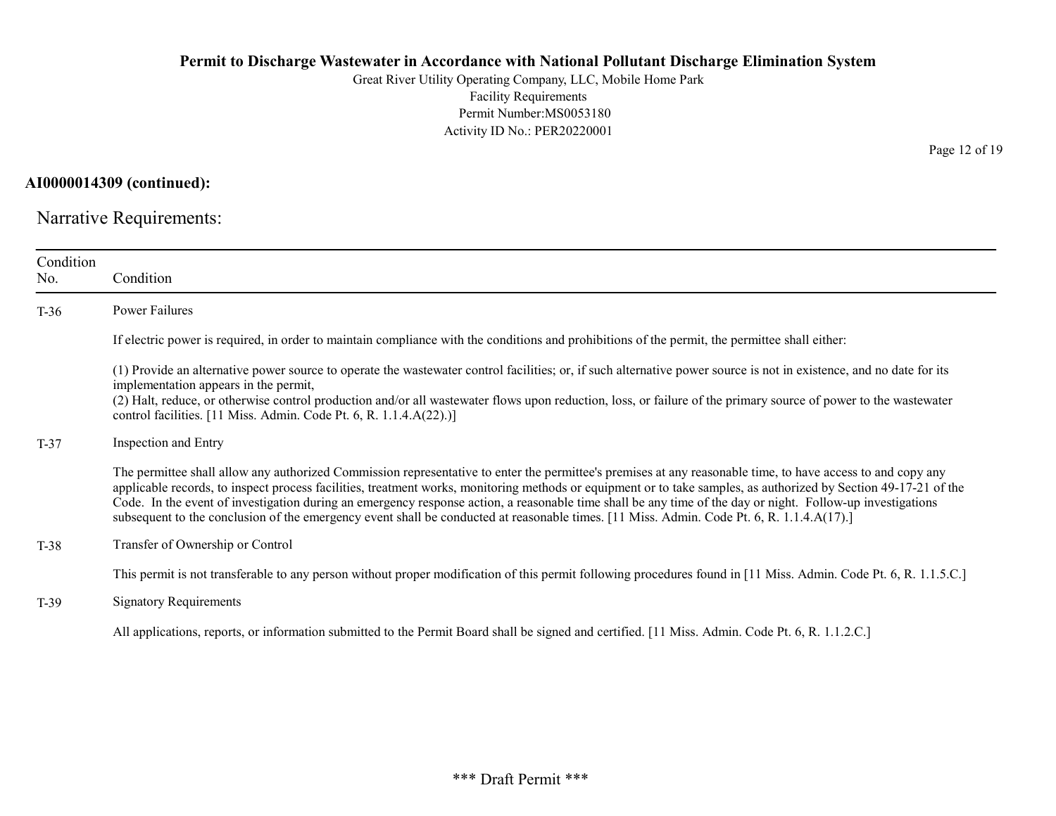**AI0000014309 (continued):**

## Narrative Requirements:

| Condition No. | Condition |
|---|---|
| T-36 | Power Failures<br><br>If electric power is required, in order to maintain compliance with the conditions and prohibitions of the permit, the permittee shall either:<br><br>(1) Provide an alternative power source to operate the wastewater control facilities; or, if such alternative power source is not in existence, and no date for its implementation appears in the permit,<br>(2) Halt, reduce, or otherwise control production and/or all wastewater flows upon reduction, loss, or failure of the primary source of power to the wastewater control facilities. [11 Miss. Admin. Code Pt. 6, R. 1.1.4.A(22).)] |
| T-37 | Inspection and Entry<br><br>The permittee shall allow any authorized Commission representative to enter the permittee's premises at any reasonable time, to have access to and copy any applicable records, to inspect process facilities, treatment works, monitoring methods or equipment or to take samples, as authorized by Section 49-17-21 of the Code. In the event of investigation during an emergency response action, a reasonable time shall be any time of the day or night. Follow-up investigations subsequent to the conclusion of the emergency event shall be conducted at reasonable times. [11 Miss. Admin. Code Pt. 6, R. 1.1.4.A(17).] |
| T-38 | Transfer of Ownership or Control<br><br>This permit is not transferable to any person without proper modification of this permit following procedures found in [11 Miss. Admin. Code Pt. 6, R. 1.1.5.C.] |
| T-39 | Signatory Requirements<br><br>All applications, reports, or information submitted to the Permit Board shall be signed and certified. [11 Miss. Admin. Code Pt. 6, R. 1.1.2.C.] |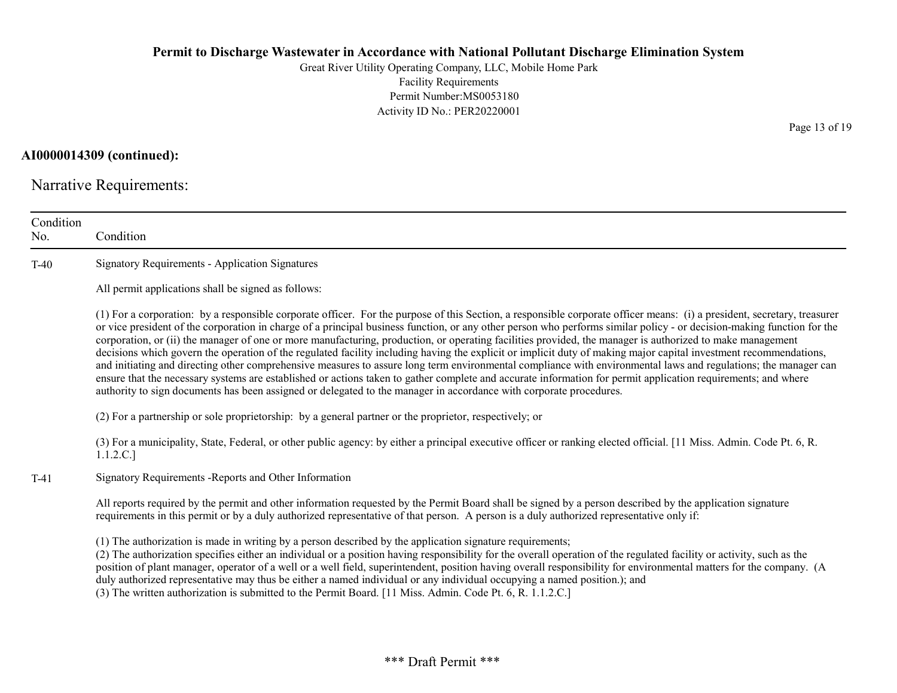**AI0000014309 (continued):**

Narrative Requirements:

| Condition No. | Condition |
|---|---|
| T-40 | Signatory Requirements - Application Signatures<br><br>All permit applications shall be signed as follows:<br><br>(1) For a corporation: by a responsible corporate officer. For the purpose of this Section, a responsible corporate officer means: (i) a president, secretary, treasurer or vice president of the corporation in charge of a principal business function, or any other person who performs similar policy - or decision-making function for the corporation, or (ii) the manager of one or more manufacturing, production, or operating facilities provided, the manager is authorized to make management decisions which govern the operation of the regulated facility including having the explicit or implicit duty of making major capital investment recommendations, and initiating and directing other comprehensive measures to assure long term environmental compliance with environmental laws and regulations; the manager can ensure that the necessary systems are established or actions taken to gather complete and accurate information for permit application requirements; and where authority to sign documents has been assigned or delegated to the manager in accordance with corporate procedures.<br><br>(2) For a partnership or sole proprietorship: by a general partner or the proprietor, respectively; or<br><br>(3) For a municipality, State, Federal, or other public agency: by either a principal executive officer or ranking elected official. [11 Miss. Admin. Code Pt. 6, R. 1.1.2.C.] |
| T-41 | Signatory Requirements -Reports and Other Information<br><br>All reports required by the permit and other information requested by the Permit Board shall be signed by a person described by the application signature requirements in this permit or by a duly authorized representative of that person. A person is a duly authorized representative only if:<br><br>(1) The authorization is made in writing by a person described by the application signature requirements;<br>(2) The authorization specifies either an individual or a position having responsibility for the overall operation of the regulated facility or activity, such as the position of plant manager, operator of a well or a well field, superintendent, position having overall responsibility for environmental matters for the company. (A duly authorized representative may thus be either a named individual or any individual occupying a named position.); and<br>(3) The written authorization is submitted to the Permit Board. [11 Miss. Admin. Code Pt. 6, R. 1.1.2.C.] |

\*\*\* Draft Permit \*\*\*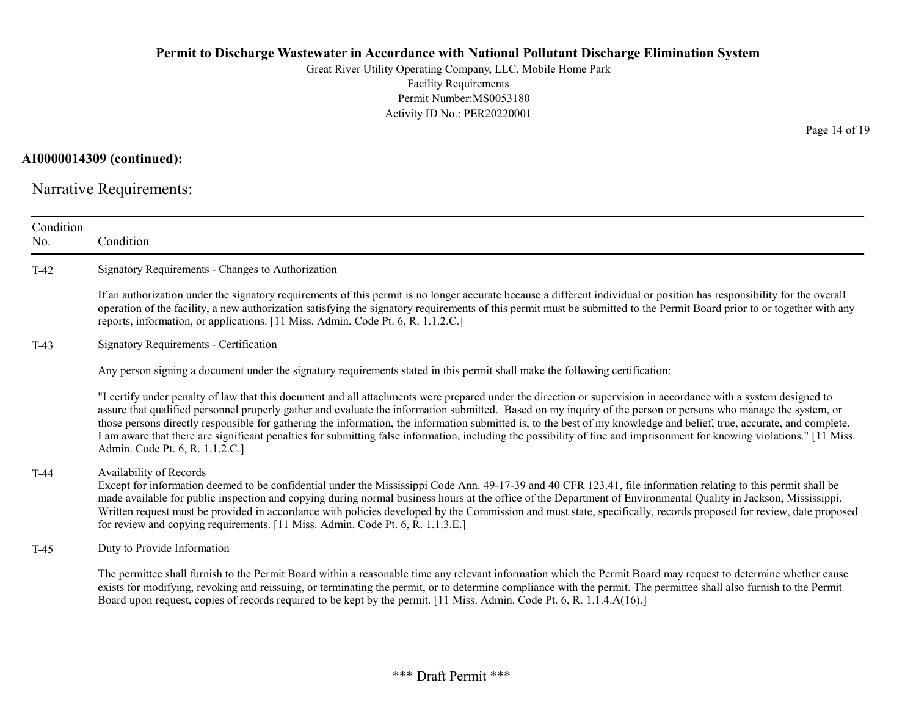**AI0000014309 (continued):**

## Narrative Requirements:

| Condition No. | Condition |
|---|---|
| T-42 | Signatory Requirements - Changes to Authorization<br><br>If an authorization under the signatory requirements of this permit is no longer accurate because a different individual or position has responsibility for the overall operation of the facility, a new authorization satisfying the signatory requirements of this permit must be submitted to the Permit Board prior to or together with any reports, information, or applications. [11 Miss. Admin. Code Pt. 6, R. 1.1.2.C.] |
| T-43 | Signatory Requirements - Certification<br><br>Any person signing a document under the signatory requirements stated in this permit shall make the following certification:<br><br>"I certify under penalty of law that this document and all attachments were prepared under the direction or supervision in accordance with a system designed to assure that qualified personnel properly gather and evaluate the information submitted. Based on my inquiry of the person or persons who manage the system, or those persons directly responsible for gathering the information, the information submitted is, to the best of my knowledge and belief, true, accurate, and complete. I am aware that there are significant penalties for submitting false information, including the possibility of fine and imprisonment for knowing violations." [11 Miss. Admin. Code Pt. 6, R. 1.1.2.C.] |
| T-44 | Availability of Records<br>Except for information deemed to be confidential under the Mississippi Code Ann. 49-17-39 and 40 CFR 123.41, file information relating to this permit shall be made available for public inspection and copying during normal business hours at the office of the Department of Environmental Quality in Jackson, Mississippi. Written request must be provided in accordance with policies developed by the Commission and must state, specifically, records proposed for review, date proposed for review and copying requirements. [11 Miss. Admin. Code Pt. 6, R. 1.1.3.E.] |
| T-45 | Duty to Provide Information<br><br>The permittee shall furnish to the Permit Board within a reasonable time any relevant information which the Permit Board may request to determine whether cause exists for modifying, revoking and reissuing, or terminating the permit, or to determine compliance with the permit. The permittee shall also furnish to the Permit Board upon request, copies of records required to be kept by the permit. [11 Miss. Admin. Code Pt. 6, R. 1.1.4.A(16).] |

\*\*\* Draft Permit \*\*\*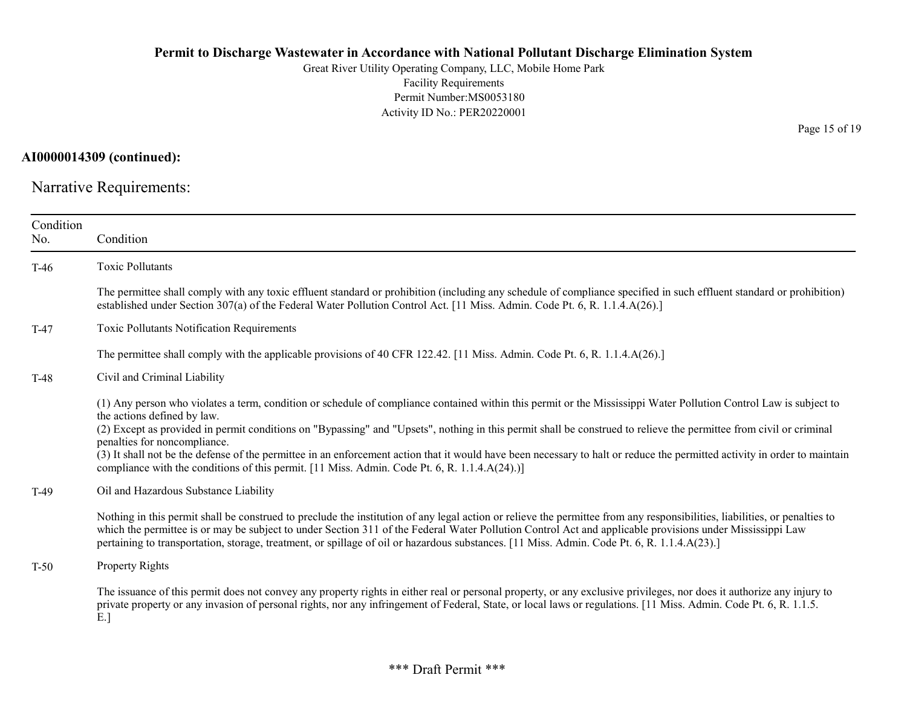**AI0000014309 (continued):**

## Narrative Requirements:

| Condition No. | Condition |
|---|---|
| T-46 | Toxic Pollutants<br><br>The permittee shall comply with any toxic effluent standard or prohibition (including any schedule of compliance specified in such effluent standard or prohibition) established under Section 307(a) of the Federal Water Pollution Control Act. [11 Miss. Admin. Code Pt. 6, R. 1.1.4.A(26).] |
| T-47 | Toxic Pollutants Notification Requirements<br><br>The permittee shall comply with the applicable provisions of 40 CFR 122.42. [11 Miss. Admin. Code Pt. 6, R. 1.1.4.A(26).] |
| T-48 | Civil and Criminal Liability<br><br>(1) Any person who violates a term, condition or schedule of compliance contained within this permit or the Mississippi Water Pollution Control Law is subject to the actions defined by law.<br>(2) Except as provided in permit conditions on "Bypassing" and "Upsets", nothing in this permit shall be construed to relieve the permittee from civil or criminal penalties for noncompliance.<br>(3) It shall not be the defense of the permittee in an enforcement action that it would have been necessary to halt or reduce the permitted activity in order to maintain compliance with the conditions of this permit. [11 Miss. Admin. Code Pt. 6, R. 1.1.4.A(24).)] |
| T-49 | Oil and Hazardous Substance Liability<br><br>Nothing in this permit shall be construed to preclude the institution of any legal action or relieve the permittee from any responsibilities, liabilities, or penalties to which the permittee is or may be subject to under Section 311 of the Federal Water Pollution Control Act and applicable provisions under Mississippi Law pertaining to transportation, storage, treatment, or spillage of oil or hazardous substances. [11 Miss. Admin. Code Pt. 6, R. 1.1.4.A(23).] |
| T-50 | Property Rights<br><br>The issuance of this permit does not convey any property rights in either real or personal property, or any exclusive privileges, nor does it authorize any injury to private property or any invasion of personal rights, nor any infringement of Federal, State, or local laws or regulations. [11 Miss. Admin. Code Pt. 6, R. 1.1.5. E.] |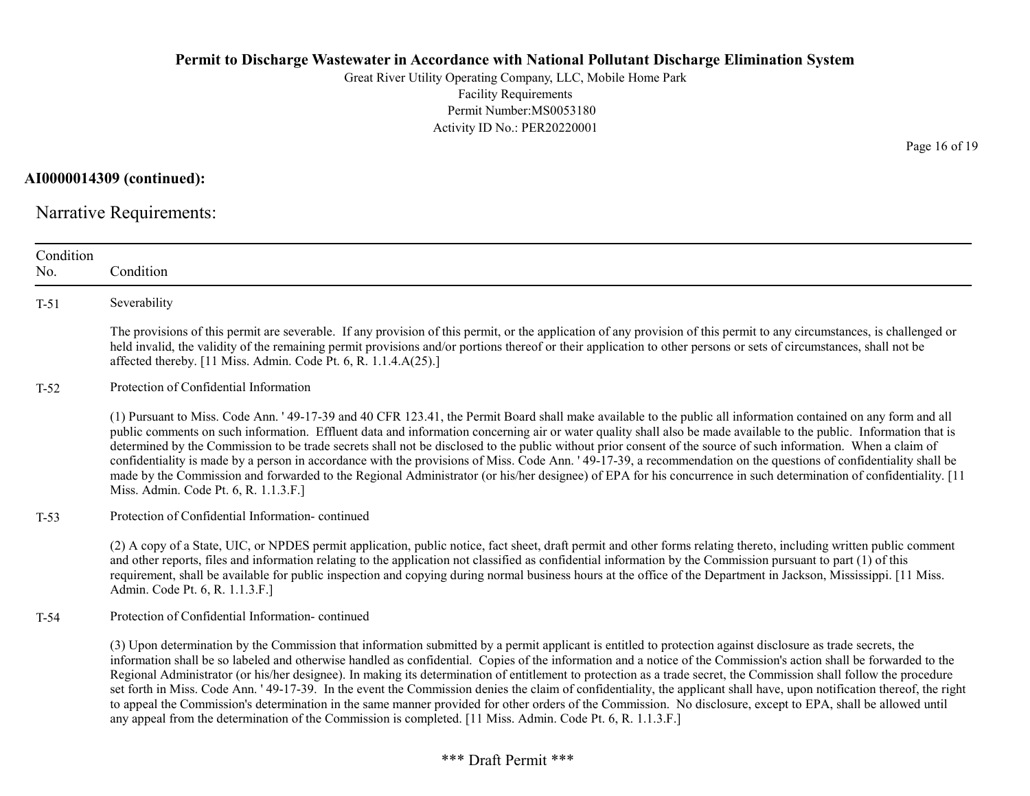**AI0000014309 (continued):**

## Narrative Requirements:

| Condition No. | Condition |
|---|---|
| T-51 | Severability<br><br>The provisions of this permit are severable. If any provision of this permit, or the application of any provision of this permit to any circumstances, is challenged or held invalid, the validity of the remaining permit provisions and/or portions thereof or their application to other persons or sets of circumstances, shall not be affected thereby. [11 Miss. Admin. Code Pt. 6, R. 1.1.4.A(25).] |
| T-52 | Protection of Confidential Information<br><br>(1) Pursuant to Miss. Code Ann. ' 49-17-39 and 40 CFR 123.41, the Permit Board shall make available to the public all information contained on any form and all public comments on such information. Effluent data and information concerning air or water quality shall also be made available to the public. Information that is determined by the Commission to be trade secrets shall not be disclosed to the public without prior consent of the source of such information. When a claim of confidentiality is made by a person in accordance with the provisions of Miss. Code Ann. ' 49-17-39, a recommendation on the questions of confidentiality shall be made by the Commission and forwarded to the Regional Administrator (or his/her designee) of EPA for his concurrence in such determination of confidentiality. [11 Miss. Admin. Code Pt. 6, R. 1.1.3.F.] |
| T-53 | Protection of Confidential Information- continued<br><br>(2) A copy of a State, UIC, or NPDES permit application, public notice, fact sheet, draft permit and other forms relating thereto, including written public comment and other reports, files and information relating to the application not classified as confidential information by the Commission pursuant to part (1) of this requirement, shall be available for public inspection and copying during normal business hours at the office of the Department in Jackson, Mississippi. [11 Miss. Admin. Code Pt. 6, R. 1.1.3.F.] |
| T-54 | Protection of Confidential Information- continued<br><br>(3) Upon determination by the Commission that information submitted by a permit applicant is entitled to protection against disclosure as trade secrets, the information shall be so labeled and otherwise handled as confidential. Copies of the information and a notice of the Commission's action shall be forwarded to the Regional Administrator (or his/her designee). In making its determination of entitlement to protection as a trade secret, the Commission shall follow the procedure set forth in Miss. Code Ann. ' 49-17-39. In the event the Commission denies the claim of confidentiality, the applicant shall have, upon notification thereof, the right to appeal the Commission's determination in the same manner provided for other orders of the Commission. No disclosure, except to EPA, shall be allowed until any appeal from the determination of the Commission is completed. [11 Miss. Admin. Code Pt. 6, R. 1.1.3.F.] |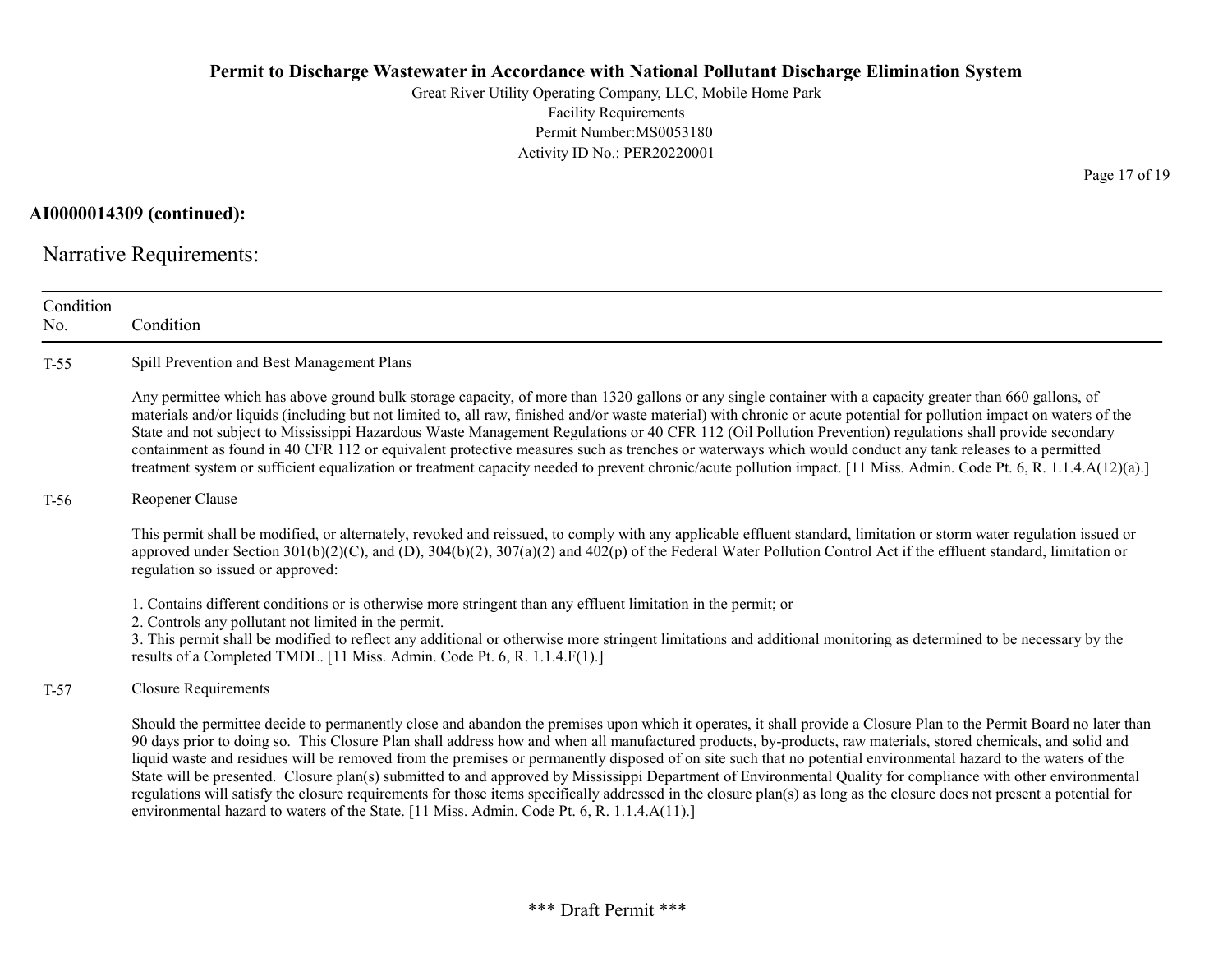**AI0000014309 (continued):**

## Narrative Requirements:

| Condition No. | Condition |
|---|---|
| T-55 | Spill Prevention and Best Management Plans<br><br>Any permittee which has above ground bulk storage capacity, of more than 1320 gallons or any single container with a capacity greater than 660 gallons, of materials and/or liquids (including but not limited to, all raw, finished and/or waste material) with chronic or acute potential for pollution impact on waters of the State and not subject to Mississippi Hazardous Waste Management Regulations or 40 CFR 112 (Oil Pollution Prevention) regulations shall provide secondary containment as found in 40 CFR 112 or equivalent protective measures such as trenches or waterways which would conduct any tank releases to a permitted treatment system or sufficient equalization or treatment capacity needed to prevent chronic/acute pollution impact. [11 Miss. Admin. Code Pt. 6, R. 1.1.4.A(12)(a).] |
| T-56 | Reopener Clause<br><br>This permit shall be modified, or alternately, revoked and reissued, to comply with any applicable effluent standard, limitation or storm water regulation issued or approved under Section 301(b)(2)(C), and (D), 304(b)(2), 307(a)(2) and 402(p) of the Federal Water Pollution Control Act if the effluent standard, limitation or regulation so issued or approved:<br><br>1. Contains different conditions or is otherwise more stringent than any effluent limitation in the permit; or<br>2. Controls any pollutant not limited in the permit.<br>3. This permit shall be modified to reflect any additional or otherwise more stringent limitations and additional monitoring as determined to be necessary by the results of a Completed TMDL. [11 Miss. Admin. Code Pt. 6, R. 1.1.4.F(1).] |
| T-57 | Closure Requirements<br><br>Should the permittee decide to permanently close and abandon the premises upon which it operates, it shall provide a Closure Plan to the Permit Board no later than 90 days prior to doing so. This Closure Plan shall address how and when all manufactured products, by-products, raw materials, stored chemicals, and solid and liquid waste and residues will be removed from the premises or permanently disposed of on site such that no potential environmental hazard to the waters of the State will be presented. Closure plan(s) submitted to and approved by Mississippi Department of Environmental Quality for compliance with other environmental regulations will satisfy the closure requirements for those items specifically addressed in the closure plan(s) as long as the closure does not present a potential for environmental hazard to waters of the State. [11 Miss. Admin. Code Pt. 6, R. 1.1.4.A(11).] |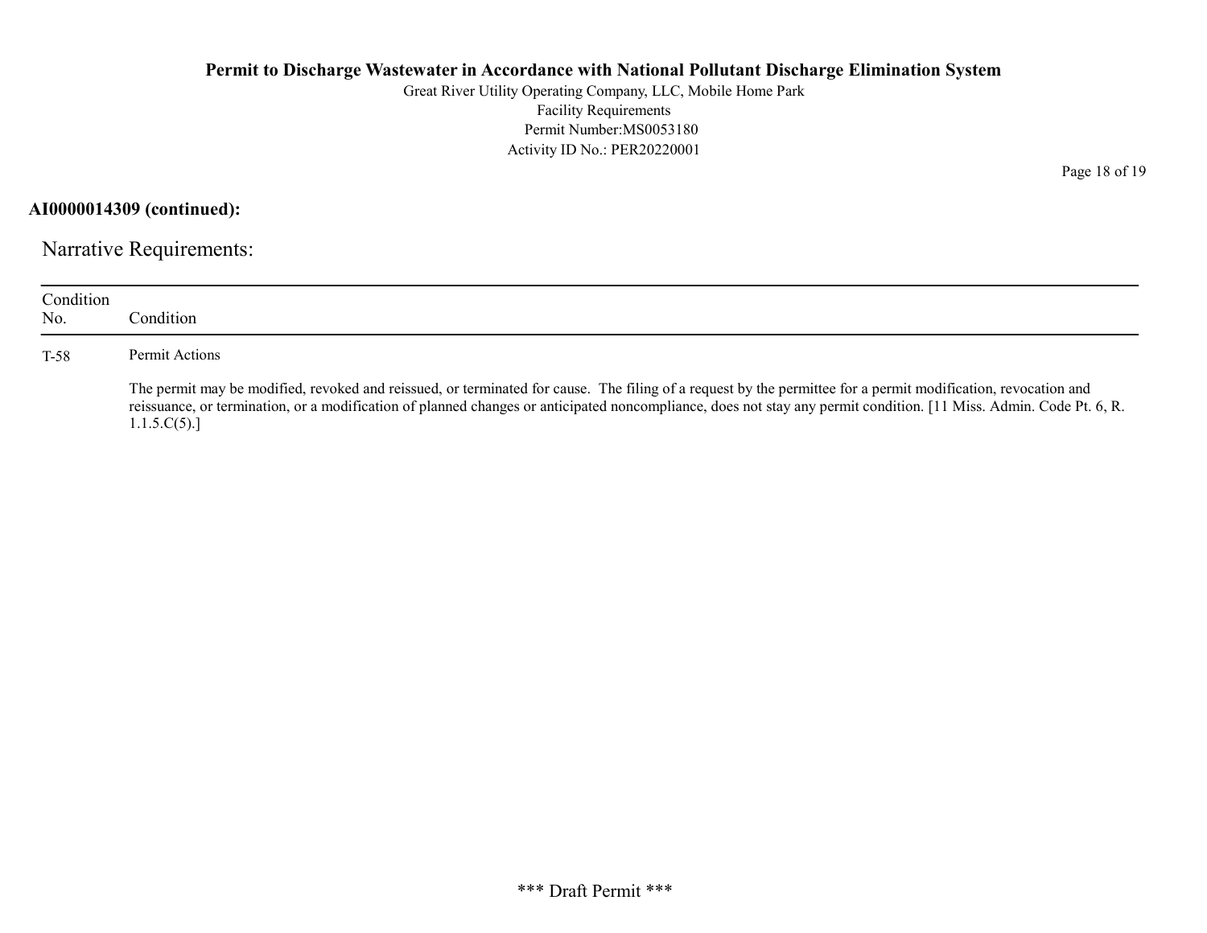**AI0000014309 (continued):**

## Narrative Requirements:

| Condition No. | Condition |
|---|---|
| T-58 | Permit Actions<br><br>The permit may be modified, revoked and reissued, or terminated for cause. The filing of a request by the permittee for a permit modification, revocation and reissuance, or termination, or a modification of planned changes or anticipated noncompliance, does not stay any permit condition. [11 Miss. Admin. Code Pt. 6, R. 1.1.5.C(5).] |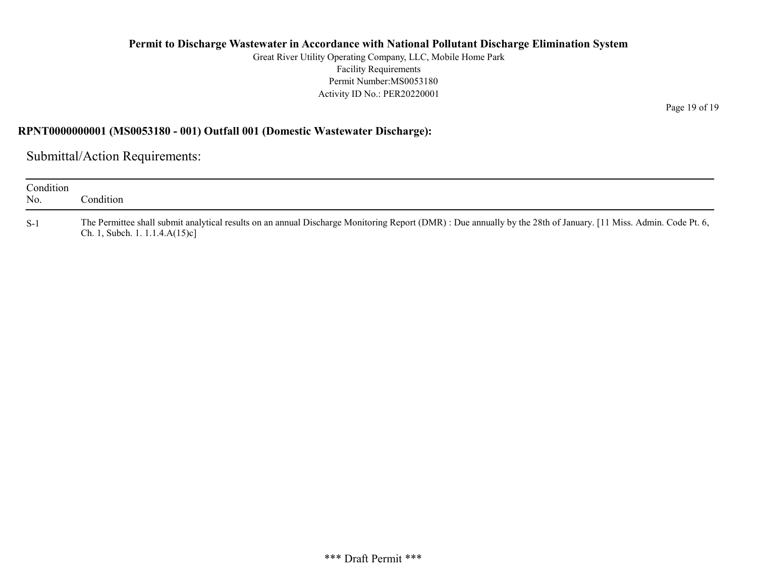## RPNT0000000001 (MS0053180 - 001) Outfall 001 (Domestic Wastewater Discharge):

### Submittal/Action Requirements:

| Condition No. | Condition |
|---|---|
| S-1 | The Permittee shall submit analytical results on an annual Discharge Monitoring Report (DMR) : Due annually by the 28th of January. [11 Miss. Admin. Code Pt. 6, Ch. 1, Subch. 1. 1.1.4.A(15)c] |

\*\*\* Draft Permit \*\*\*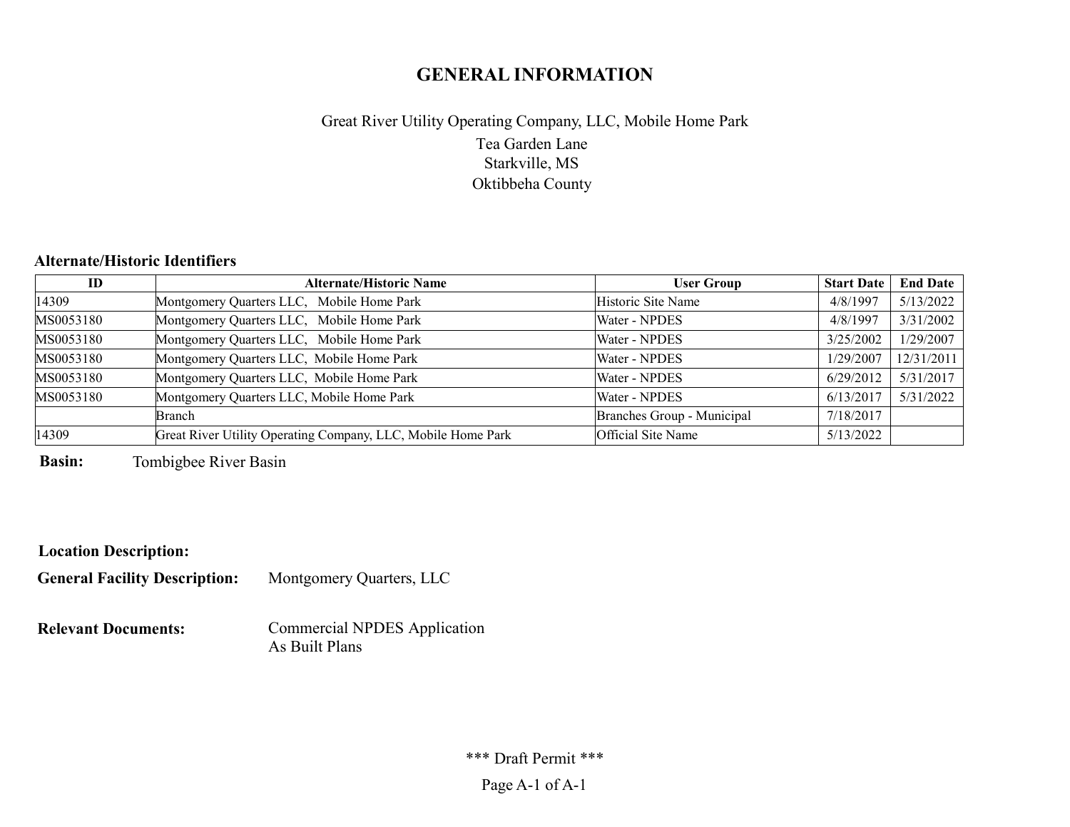# GENERAL INFORMATION

Great River Utility Operating Company, LLC, Mobile Home Park
Tea Garden Lane
Starkville, MS
Oktibbeha County

**Alternate/Historic Identifiers**

| ID | Alternate/Historic Name | User Group | Start Date | End Date |
|---|---|---|---|---|
| 14309 | Montgomery Quarters LLC, Mobile Home Park | Historic Site Name | 4/8/1997 | 5/13/2022 |
| MS0053180 | Montgomery Quarters LLC, Mobile Home Park | Water - NPDES | 4/8/1997 | 3/31/2002 |
| MS0053180 | Montgomery Quarters LLC, Mobile Home Park | Water - NPDES | 3/25/2002 | 1/29/2007 |
| MS0053180 | Montgomery Quarters LLC, Mobile Home Park | Water - NPDES | 1/29/2007 | 12/31/2011 |
| MS0053180 | Montgomery Quarters LLC, Mobile Home Park | Water - NPDES | 6/29/2012 | 5/31/2017 |
| MS0053180 | Montgomery Quarters LLC, Mobile Home Park | Water - NPDES | 6/13/2017 | 5/31/2022 |
| | Branch | Branches Group - Municipal | 7/18/2017 | |
| 14309 | Great River Utility Operating Company, LLC, Mobile Home Park | Official Site Name | 5/13/2022 | |

**Basin:** Tombigbee River Basin

**Location Description:**

**General Facility Description:** Montgomery Quarters, LLC

**Relevant Documents:** Commercial NPDES Application
As Built Plans

\*\*\* Draft Permit \*\*\*